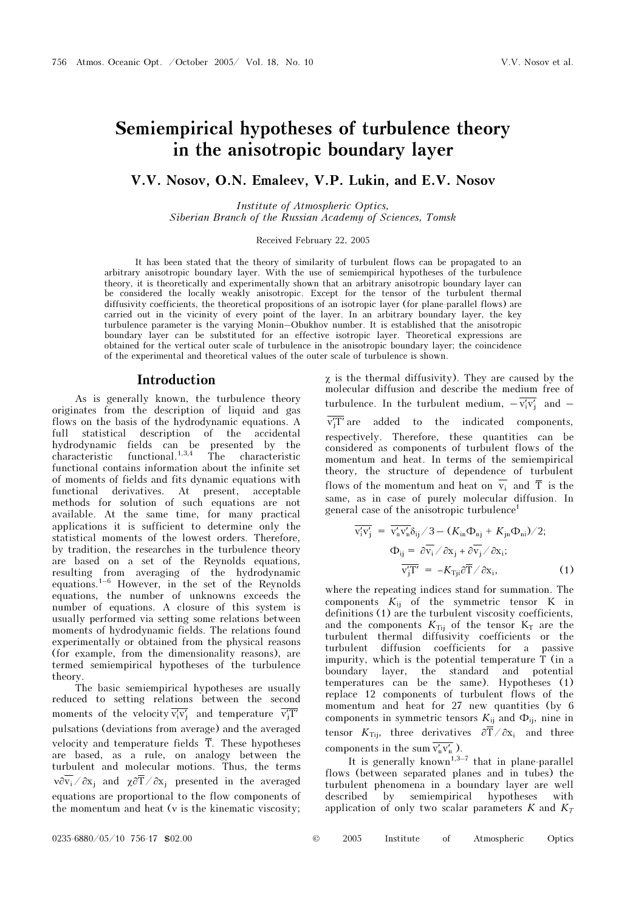# Semiempirical hypotheses of turbulence theory in the anisotropic boundary layer

**V.V. Nosov, O.N. Emaleev, V.P. Lukin, and E.V. Nosov**

*Institute of Atmospheric Optics, Siberian Branch of the Russian Academy of Sciences, Tomsk*

Received February 22, 2005

It has been stated that the theory of similarity of turbulent flows can be propagated to an arbitrary anisotropic boundary layer. With the use of semiempirical hypotheses of the turbulence theory, it is theoretically and experimentally shown that an arbitrary anisotropic boundary layer can be considered the locally weakly anisotropic. Except for the tensor of the turbulent thermal diffusivity coefficients, the theoretical propositions of an isotropic layer (for plane-parallel flows) are carried out in the vicinity of every point of the layer. In an arbitrary boundary layer, the key turbulence parameter is the varying Monin–Obukhov number. It is established that the anisotropic boundary layer can be substituted for an effective isotropic layer. Theoretical expressions are obtained for the vertical outer scale of turbulence in the anisotropic boundary layer; the coincidence of the experimental and theoretical values of the outer scale of turbulence is shown.

## Introduction

As is generally known, the turbulence theory originates from the description of liquid and gas flows on the basis of the hydrodynamic equations. A full statistical description of the accidental hydrodynamic fields can be presented by the characteristic functional.[1,3,4] The characteristic functional contains information about the infinite set of moments of fields and fits dynamic equations with functional derivatives. At present, acceptable methods for solution of such equations are not available. At the same time, for many practical applications it is sufficient to determine only the statistical moments of the lowest orders. Therefore, by tradition, the researches in the turbulence theory are based on a set of the Reynolds equations, resulting from averaging of the hydrodynamic equations.[1–6] However, in the set of the Reynolds equations, the number of unknowns exceeds the number of equations. A closure of this system is usually performed via setting some relations between moments of hydrodynamic fields. The relations found experimentally or obtained from the physical reasons (for example, from the dimensionality reasons), are termed semiempirical hypotheses of the turbulence theory.

The basic semiempirical hypotheses are usually reduced to setting relations between the second moments of the velocity $\overline{v_i'v_j'}$ and temperature $\overline{v_j'T'}$ pulsations (deviations from average) and the averaged velocity and temperature fields $\overline{T}$. These hypotheses are based, as a rule, on analogy between the turbulent and molecular motions. Thus, the terms $\nu\partial\overline{v_i}/\partial x_j$ and $\chi\partial\overline{T}/\partial x_j$ presented in the averaged equations are proportional to the flow components of the momentum and heat ($\nu$ is the kinematic viscosity; $\chi$ is the thermal diffusivity). They are caused by the molecular diffusion and describe the medium free of turbulence. In the turbulent medium, $-\overline{v_i'v_j'}$ and $-\overline{v_j'T'}$ are added to the indicated components, respectively. Therefore, these quantities can be considered as components of turbulent flows of the momentum and heat. In terms of the semiempirical theory, the structure of dependence of turbulent flows of the momentum and heat on $\overline{v_i}$ and $\overline{T}$ is the same, as in case of purely molecular diffusion. In general case of the anisotropic turbulence[1]

$$\overline{v_i'v_j'} = \overline{v_n'v_n'}\delta_{ij}/3 - (K_{in}\Phi_{nj} + K_{jn}\Phi_{ni})/2;$$
$$\Phi_{ij} = \partial\overline{v_i}/\partial x_j + \partial\overline{v_j}/\partial x_i;$$
$$\overline{v_j'T'} = -K_{Tji}\partial\overline{T}/\partial x_i, \qquad (1)$$

where the repeating indices stand for summation. The components $K_{ij}$ of the symmetric tensor K in definitions (1) are the turbulent viscosity coefficients, and the components $K_{Tij}$ of the tensor $K_T$ are the turbulent thermal diffusivity coefficients or the turbulent diffusion coefficients for a passive impurity, which is the potential temperature T (in a boundary layer, the standard and potential temperatures can be the same). Hypotheses (1) replace 12 components of turbulent flows of the momentum and heat for 27 new quantities (by 6 components in symmetric tensors $K_{ij}$ and $\Phi_{ij}$, nine in tensor $K_{Tij}$, three derivatives $\partial\overline{T}/\partial x_i$ and three components in the sum $\overline{v_n'v_n'}$).

It is generally known[1,3–7] that in plane-parallel flows (between separated planes and in tubes) the turbulent phenomena in a boundary layer are well described by semiempirical hypotheses with application of only two scalar parameters $K$ and $K_T$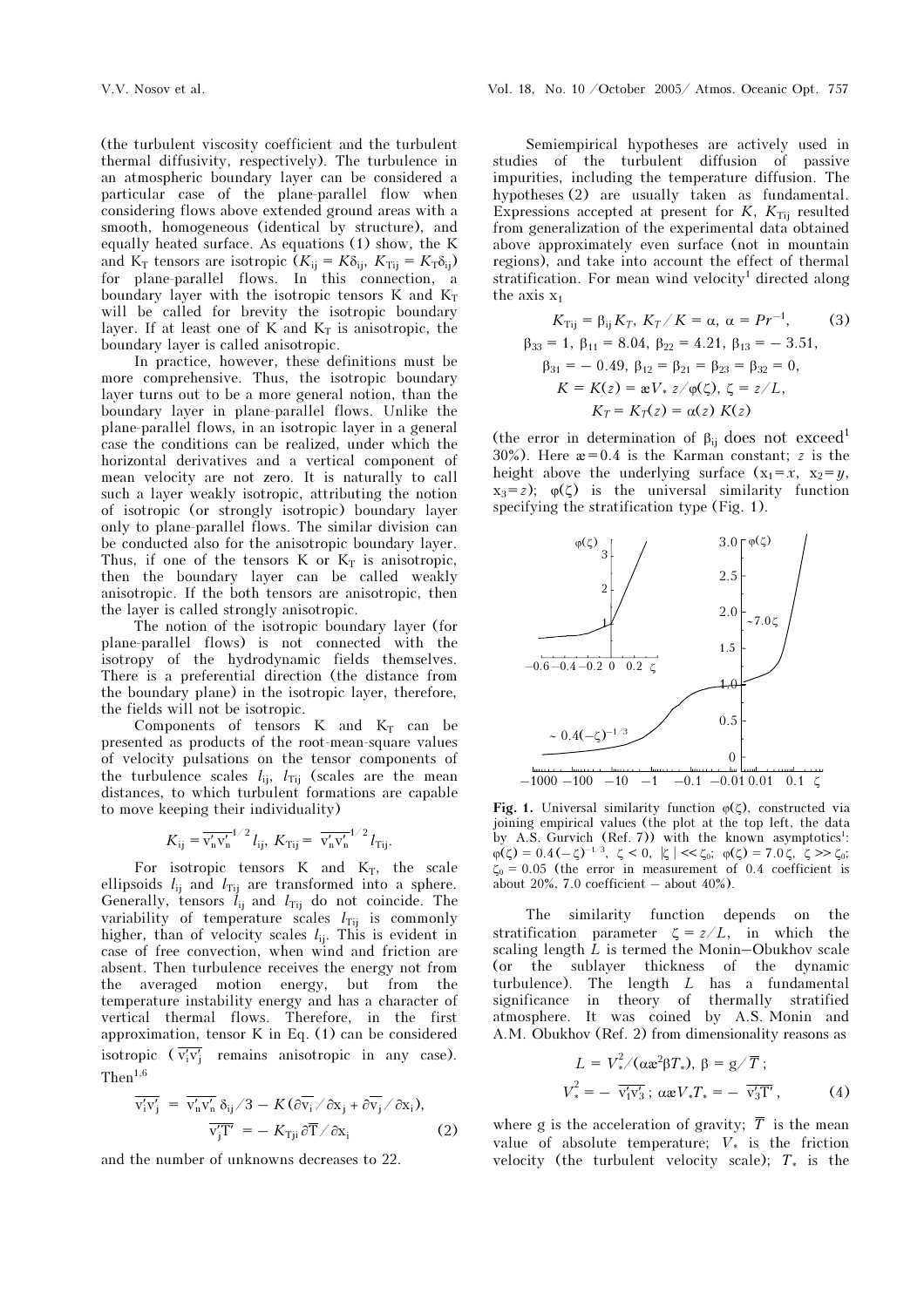(the turbulent viscosity coefficient and the turbulent thermal diffusivity, respectively). The turbulence in an atmospheric boundary layer can be considered a particular case of the plane-parallel flow when considering flows above extended ground areas with a smooth, homogeneous (identical by structure), and equally heated surface. As equations (1) show, the K and $K_T$ tensors are isotropic ($K_{ij} = K\delta_{ij}$, $K_{Tij} = K_T\delta_{ij}$) for plane-parallel flows. In this connection, a boundary layer with the isotropic tensors K and $K_T$ will be called for brevity the isotropic boundary layer. If at least one of K and $K_T$ is anisotropic, the boundary layer is called anisotropic.

In practice, however, these definitions must be more comprehensive. Thus, the isotropic boundary layer turns out to be a more general notion, than the boundary layer in plane-parallel flows. Unlike the plane-parallel flows, in an isotropic layer in a general case the conditions can be realized, under which the horizontal derivatives and a vertical component of mean velocity are not zero. It is naturally to call such a layer weakly isotropic, attributing the notion of isotropic (or strongly isotropic) boundary layer only to plane-parallel flows. The similar division can be conducted also for the anisotropic boundary layer. Thus, if one of the tensors K or $K_T$ is anisotropic, then the boundary layer can be called weakly anisotropic. If the both tensors are anisotropic, then the layer is called strongly anisotropic.

The notion of the isotropic boundary layer (for plane-parallel flows) is not connected with the isotropy of the hydrodynamic fields themselves. There is a preferential direction (the distance from the boundary plane) in the isotropic layer, therefore, the fields will not be isotropic.

Components of tensors K and $K_T$ can be presented as products of the root-mean-square values of velocity pulsations on the tensor components of the turbulence scales $l_{ij}$, $l_{Tij}$ (scales are the mean distances, to which turbulent formations are capable to move keeping their individuality)

$$K_{ij} = \overline{v'_n v'_n}^{1/2}\, l_{ij},\; K_{Tij} = \overline{v'_n v'_n}^{1/2}\, l_{Tij}.$$

For isotropic tensors K and $K_T$, the scale ellipsoids $l_{ij}$ and $l_{Tij}$ are transformed into a sphere. Generally, tensors $l_{ij}$ and $l_{Tij}$ do not coincide. The variability of temperature scales $l_{Tij}$ is commonly higher, than of velocity scales $l_{ij}$. This is evident in case of free convection, when wind and friction are absent. Then turbulence receives the energy not from the averaged motion energy, but from the temperature instability energy and has a character of vertical thermal flows. Therefore, in the first approximation, tensor K in Eq. (1) can be considered isotropic ($\overline{v'_i v'_j}$ remains anisotropic in any case). Then[1,6]

$$\overline{v'_i v'_j} = \overline{v'_n v'_n}\,\delta_{ij}/3 - K(\partial\overline{v_i}/\partial x_j + \partial\overline{v_j}/\partial x_i),$$
$$\overline{v'_j T'} = -K_{Tji}\,\partial\overline{T}/\partial x_i \qquad (2)$$

and the number of unknowns decreases to 22.

Semiempirical hypotheses are actively used in studies of the turbulent diffusion of passive impurities, including the temperature diffusion. The hypotheses (2) are usually taken as fundamental. Expressions accepted at present for $K$, $K_{Tij}$ resulted from generalization of the experimental data obtained above approximately even surface (not in mountain regions), and take into account the effect of thermal stratification. For mean wind velocity[1] directed along the axis $x_1$

$$K_{Tij} = \beta_{ij} K_T,\; K_T/K = \alpha,\; \alpha = Pr^{-1}, \qquad (3)$$
$$\beta_{33} = 1,\; \beta_{11} = 8.04,\; \beta_{22} = 4.21,\; \beta_{13} = -3.51,$$
$$\beta_{31} = -0.49,\; \beta_{12} = \beta_{21} = \beta_{23} = \beta_{32} = 0,$$
$$K = K(z) = æ V_*\, z/\varphi(\zeta),\; \zeta = z/L,$$
$$K_T = K_T(z) = \alpha(z)\,K(z)$$

(the error in determination of $\beta_{ij}$ does not exceed[1] 30%). Here $æ = 0.4$ is the Karman constant; $z$ is the height above the underlying surface ($x_1 = x$, $x_2 = y$, $x_3 = z$); $\varphi(\zeta)$ is the universal similarity function specifying the stratification type (Fig. 1).

**Fig. 1.** Universal similarity function $\varphi(\zeta)$, constructed via joining empirical values (the plot at the top left, the data by A.S. Gurvich (Ref. 7)) with the known asymptotics[1]: $\varphi(\zeta) = 0.4(-\zeta)^{-1/3}$, $\zeta < 0$, $|\zeta| \ll \zeta_0$; $\varphi(\zeta) = 7.0\,\zeta$, $\zeta \gg \zeta_0$; $\zeta_0 = 0.05$ (the error in measurement of 0.4 coefficient is about 20%, 7.0 coefficient – about 40%).

The similarity function depends on the stratification parameter $\zeta = z/L$, in which the scaling length $L$ is termed the Monin–Obukhov scale (or the sublayer thickness of the dynamic turbulence). The length $L$ has a fundamental significance in theory of thermally stratified atmosphere. It was coined by A.S. Monin and A.M. Obukhov (Ref. 2) from dimensionality reasons as

$$L = V_*^2/(\alpha æ^2 \beta T_*),\; \beta = g/\overline{T};$$
$$V_*^2 = -\overline{v'_1 v'_3};\; \alpha æ V_* T_* = -\overline{v'_3 T'}, \qquad (4)$$

where g is the acceleration of gravity; $\overline{T}$ is the mean value of absolute temperature; $V_*$ is the friction velocity (the turbulent velocity scale); $T_*$ is the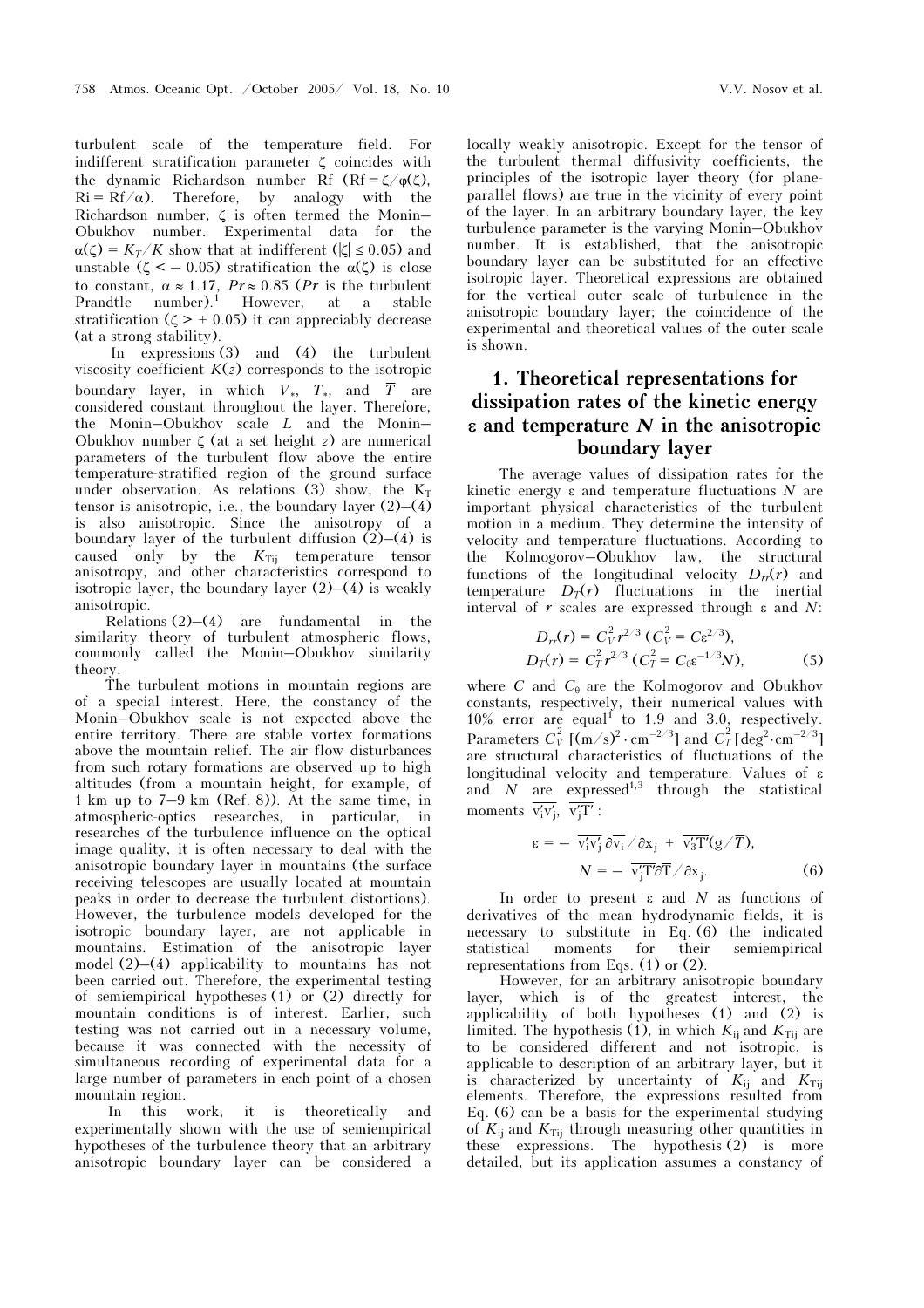turbulent scale of the temperature field. For indifferent stratification parameter $\zeta$ coincides with the dynamic Richardson number Rf ($\mathrm{Rf} = \zeta/\varphi(\zeta)$, $\mathrm{Ri} = \mathrm{Rf}/\alpha$). Therefore, by analogy with the Richardson number, $\zeta$ is often termed the Monin–Obukhov number. Experimental data for the $\alpha(\zeta) = K_T/K$ show that at indifferent ($|\zeta| \le 0.05$) and unstable ($\zeta < -0.05$) stratification the $\alpha(\zeta)$ is close to constant, $\alpha \approx 1.17$, $Pr \approx 0.85$ ($Pr$ is the turbulent Prandtle number).[1] However, at a stable stratification ($\zeta > +0.05$) it can appreciably decrease (at a strong stability).

In expressions (3) and (4) the turbulent viscosity coefficient $K(z)$ corresponds to the isotropic boundary layer, in which $V_*$, $T_*$, and $\overline{T}$ are considered constant throughout the layer. Therefore, the Monin–Obukhov scale $L$ and the Monin–Obukhov number $\zeta$ (at a set height $z$) are numerical parameters of the turbulent flow above the entire temperature-stratified region of the ground surface under observation. As relations (3) show, the $K_T$ tensor is anisotropic, i.e., the boundary layer (2)–(4) is also anisotropic. Since the anisotropy of a boundary layer of the turbulent diffusion (2)–(4) is caused only by the $K_{Tij}$ temperature tensor anisotropy, and other characteristics correspond to isotropic layer, the boundary layer (2)–(4) is weakly anisotropic.

Relations (2)–(4) are fundamental in the similarity theory of turbulent atmospheric flows, commonly called the Monin–Obukhov similarity theory.

The turbulent motions in mountain regions are of a special interest. Here, the constancy of the Monin–Obukhov scale is not expected above the entire territory. There are stable vortex formations above the mountain relief. The air flow disturbances from such rotary formations are observed up to high altitudes (from a mountain height, for example, of 1 km up to 7–9 km (Ref. 8)). At the same time, in atmospheric-optics researches, in particular, in researches of the turbulence influence on the optical image quality, it is often necessary to deal with the anisotropic boundary layer in mountains (the surface receiving telescopes are usually located at mountain peaks in order to decrease the turbulent distortions). However, the turbulence models developed for the isotropic boundary layer, are not applicable in mountains. Estimation of the anisotropic layer model (2)–(4) applicability to mountains has not been carried out. Therefore, the experimental testing of semiempirical hypotheses (1) or (2) directly for mountain conditions is of interest. Earlier, such testing was not carried out in a necessary volume, because it was connected with the necessity of simultaneous recording of experimental data for a large number of parameters in each point of a chosen mountain region.

In this work, it is theoretically and experimentally shown with the use of semiempirical hypotheses of the turbulence theory that an arbitrary anisotropic boundary layer can be considered a locally weakly anisotropic. Except for the tensor of the turbulent thermal diffusivity coefficients, the principles of the isotropic layer theory (for plane-parallel flows) are true in the vicinity of every point of the layer. In an arbitrary boundary layer, the key turbulence parameter is the varying Monin–Obukhov number. It is established, that the anisotropic boundary layer can be substituted for an effective isotropic layer. Theoretical expressions are obtained for the vertical outer scale of turbulence in the anisotropic boundary layer; the coincidence of the experimental and theoretical values of the outer scale is shown.

## 1. Theoretical representations for dissipation rates of the kinetic energy $\varepsilon$ and temperature $N$ in the anisotropic boundary layer

The average values of dissipation rates for the kinetic energy $\varepsilon$ and temperature fluctuations $N$ are important physical characteristics of the turbulent motion in a medium. They determine the intensity of velocity and temperature fluctuations. According to the Kolmogorov–Obukhov law, the structural functions of the longitudinal velocity $D_{rr}(r)$ and temperature $D_T(r)$ fluctuations in the inertial interval of $r$ scales are expressed through $\varepsilon$ and $N$:

$$D_{rr}(r) = C_V^2 r^{2/3} \; (C_V^2 = C\varepsilon^{2/3}),$$
$$D_T(r) = C_T^2 r^{2/3} \; (C_T^2 = C_\theta \varepsilon^{-1/3} N), \tag{5}$$

where $C$ and $C_\theta$ are the Kolmogorov and Obukhov constants, respectively, their numerical values with 10% error are equal[1] to 1.9 and 3.0, respectively. Parameters $C_V^2$ $[(\mathrm{m/s})^2 \cdot \mathrm{cm}^{-2/3}]$ and $C_T^2$ $[\mathrm{deg}^2 \cdot \mathrm{cm}^{-2/3}]$ are structural characteristics of fluctuations of the longitudinal velocity and temperature. Values of $\varepsilon$ and $N$ are expressed[1,3] through the statistical moments $\overline{v_i' v_j'}$, $\overline{v_j' T'}$:

$$\varepsilon = -\,\overline{v_i' v_j'}\,\partial \overline{v_i}/\partial x_j + \overline{v_3' T'}(g/\overline{T}),$$
$$N = -\,\overline{v_j' T'}\,\partial \overline{T}/\partial x_j. \tag{6}$$

In order to present $\varepsilon$ and $N$ as functions of derivatives of the mean hydrodynamic fields, it is necessary to substitute in Eq. (6) the indicated statistical moments for their semiempirical representations from Eqs. (1) or (2).

However, for an arbitrary anisotropic boundary layer, which is of the greatest interest, the applicability of both hypotheses (1) and (2) is limited. The hypothesis (1), in which $K_{ij}$ and $K_{Tij}$ are to be considered different and not isotropic, is applicable to description of an arbitrary layer, but it is characterized by uncertainty of $K_{ij}$ and $K_{Tij}$ elements. Therefore, the expressions resulted from Eq. (6) can be a basis for the experimental studying of $K_{ij}$ and $K_{Tij}$ through measuring other quantities in these expressions. The hypothesis (2) is more detailed, but its application assumes a constancy of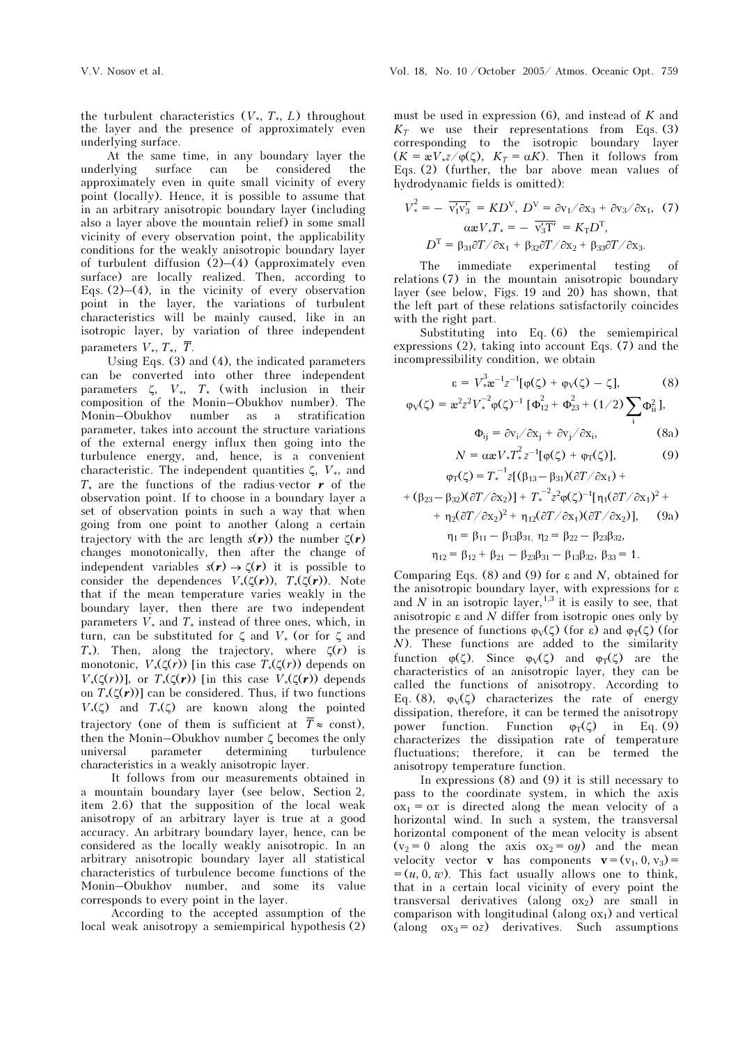the turbulent characteristics ($V_*$, $T_*$, $L$) throughout the layer and the presence of approximately even underlying surface.

At the same time, in any boundary layer the underlying surface can be considered the approximately even in quite small vicinity of every point (locally). Hence, it is possible to assume that in an arbitrary anisotropic boundary layer (including also a layer above the mountain relief) in some small vicinity of every observation point, the applicability conditions for the weakly anisotropic boundary layer of turbulent diffusion (2)–(4) (approximately even surface) are locally realized. Then, according to Eqs. (2)–(4), in the vicinity of every observation point in the layer, the variations of turbulent characteristics will be mainly caused, like in an isotropic layer, by variation of three independent parameters $V_*$, $T_*$, $\overline{T}$.

Using Eqs. (3) and (4), the indicated parameters can be converted into other three independent parameters $\zeta$, $V_*$, $T_*$ (with inclusion in their composition of the Monin–Obukhov number). The Monin–Obukhov number as a stratification parameter, takes into account the structure variations of the external energy influx then going into the turbulence energy, and, hence, is a convenient characteristic. The independent quantities $\zeta$, $V_*$, and $T_*$ are the functions of the radius-vector $\boldsymbol{r}$ of the observation point. If to choose in a boundary layer a set of observation points in such a way that when going from one point to another (along a certain trajectory with the arc length $s(\boldsymbol{r})$) the number $\zeta(\boldsymbol{r})$ changes monotonically, then after the change of independent variables $s(\boldsymbol{r}) \to \zeta(\boldsymbol{r})$ it is possible to consider the dependences $V_*(\zeta(\boldsymbol{r}))$, $T_*(\zeta(\boldsymbol{r}))$. Note that if the mean temperature varies weakly in the boundary layer, then there are two independent parameters $V_*$ and $T_*$ instead of three ones, which, in turn, can be substituted for $\zeta$ and $V_*$ (or for $\zeta$ and $T_*$). Then, along the trajectory, where $\zeta(r)$ is monotonic, $V_*(\zeta(r))$ [in this case $T_*(\zeta(\boldsymbol{r}))$ depends on $V_*(\zeta(r))$], or $T_*(\zeta(\boldsymbol{r}))$ [in this case $V_*(\zeta(\boldsymbol{r}))$ depends on $T_*(\zeta(\boldsymbol{r}))$] can be considered. Thus, if two functions $V_*(\zeta)$ and $T_*(\zeta)$ are known along the pointed trajectory (one of them is sufficient at $\overline{T} \approx$ const), then the Monin–Obukhov number $\zeta$ becomes the only universal parameter determining turbulence characteristics in a weakly anisotropic layer.

It follows from our measurements obtained in a mountain boundary layer (see below, Section 2, item 2.6) that the supposition of the local weak anisotropy of an arbitrary layer is true at a good accuracy. An arbitrary boundary layer, hence, can be considered as the locally weakly anisotropic. In an arbitrary anisotropic boundary layer all statistical characteristics of turbulence become functions of the Monin–Obukhov number, and some its value corresponds to every point in the layer.

According to the accepted assumption of the local weak anisotropy a semiempirical hypothesis (2) must be used in expression (6), and instead of $K$ and $K_T$ we use their representations from Eqs. (3) corresponding to the isotropic boundary layer ($K = æV_*z/\varphi(\zeta)$, $K_T = \alpha K$). Then it follows from Eqs. (2) (further, the bar above mean values of hydrodynamic fields is omitted):

$$V_*^2 = -\overline{v_1'v_3'} = KD^{\mathrm{V}},\ D^{\mathrm{V}} = \partial v_1/\partial x_3 + \partial v_3/\partial x_1, \quad (7)$$

$$\alpha æ V_* T_* = -\overline{v_3'T'} = K_T D^{\mathrm{T}},$$

$$D^{\mathrm{T}} = \beta_{31}\partial T/\partial x_1 + \beta_{32}\partial T/\partial x_2 + \beta_{33}\partial T/\partial x_3.$$

The immediate experimental testing of relations (7) in the mountain anisotropic boundary layer (see below, Figs. 19 and 20) has shown, that the left part of these relations satisfactorily coincides with the right part.

Substituting into Eq. (6) the semiempirical expressions (2), taking into account Eqs. (7) and the incompressibility condition, we obtain

$$\varepsilon = V_*^3 æ^{-1} z^{-1}[\varphi(\zeta) + \varphi_{\mathrm{V}}(\zeta) - \zeta], \quad (8)$$

$$\varphi_{\mathrm{V}}(\zeta) = æ^2 z^2 V_*^{-2} \varphi(\zeta)^{-1}\,[\Phi_{12}^2 + \Phi_{23}^2 + (1/2)\sum_i \Phi_{ii}^2],$$

$$\Phi_{ij} = \partial v_i/\partial x_j + \partial v_j/\partial x_i, \quad (8a)$$

$$N = \alpha æ V_* T_*^2 z^{-1}[\varphi(\zeta) + \varphi_{\mathrm{T}}(\zeta)], \quad (9)$$

$$\varphi_{\mathrm{T}}(\zeta) = T_*^{-1} z[(\beta_{13} - \beta_{31})(\partial T/\partial x_1) + (\beta_{23} - \beta_{32})(\partial T/\partial x_2)] + T_*^{-2} z^2 \varphi(\zeta)^{-1}[\eta_1(\partial T/\partial x_1)^2 + \eta_2(\partial T/\partial x_2)^2 + \eta_{12}(\partial T/\partial x_1)(\partial T/\partial x_2)], \quad (9a)$$

$$\eta_1 = \beta_{11} - \beta_{13}\beta_{31},\ \eta_2 = \beta_{22} - \beta_{23}\beta_{32},$$

$$\eta_{12} = \beta_{12} + \beta_{21} - \beta_{23}\beta_{31} - \beta_{13}\beta_{32},\ \beta_{33} = 1.$$

Comparing Eqs. (8) and (9) for $\varepsilon$ and $N$, obtained for the anisotropic boundary layer, with expressions for $\varepsilon$ and $N$ in an isotropic layer,[1,3] it is easily to see, that anisotropic $\varepsilon$ and $N$ differ from isotropic ones only by the presence of functions $\varphi_{\mathrm{V}}(\zeta)$ (for $\varepsilon$) and $\varphi_{\mathrm{T}}(\zeta)$ (for $N$). These functions are added to the similarity function $\varphi(\zeta)$. Since $\varphi_{\mathrm{V}}(\zeta)$ and $\varphi_{\mathrm{T}}(\zeta)$ are the characteristics of an anisotropic layer, they can be called the functions of anisotropy. According to Eq. (8), $\varphi_{\mathrm{V}}(\zeta)$ characterizes the rate of energy dissipation, therefore, it can be termed the anisotropy power function. Function $\varphi_{\mathrm{T}}(\zeta)$ in Eq. (9) characterizes the dissipation rate of temperature fluctuations; therefore, it can be termed the anisotropy temperature function.

In expressions (8) and (9) it is still necessary to pass to the coordinate system, in which the axis $ox_1 = ox$ is directed along the mean velocity of a horizontal wind. In such a system, the transversal horizontal component of the mean velocity is absent ($v_2 = 0$ along the axis $ox_2 = oy$) and the mean velocity vector $\mathbf{v}$ has components $\mathbf{v} = (v_1, 0, v_3) = (u, 0, w)$. This fact usually allows one to think, that in a certain local vicinity of every point the transversal derivatives (along $ox_2$) are small in comparison with longitudinal (along $ox_1$) and vertical (along $ox_3 = oz$) derivatives. Such assumptions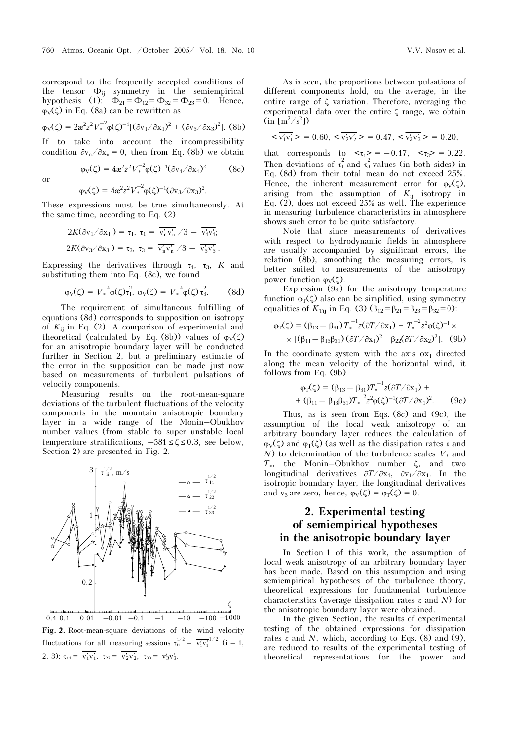correspond to the frequently accepted conditions of the tensor $\Phi_{ij}$ symmetry in the semiempirical hypothesis (1): $\Phi_{21} = \Phi_{12} = \Phi_{32} = \Phi_{23} = 0$. Hence, $\varphi_V(\zeta)$ in Eq. (8a) can be rewritten as

$$\varphi_V(\zeta) = 2æ^2 z^2 V_*^{-2} \varphi(\zeta)^{-1} [(\partial v_1/\partial x_1)^2 + (\partial v_3/\partial x_3)^2]. \quad (8b)$$

If to take into account the incompressibility condition $\partial v_n/\partial x_n = 0$, then from Eq. (8b) we obtain

$$\varphi_V(\zeta) = 4æ^2 z^2 V_*^{-2} \varphi(\zeta)^{-1} (\partial v_1/\partial x_1)^2 \quad (8c)$$

or

$$\varphi_V(\zeta) = 4æ^2 z^2 V_*^{-2} \varphi(\zeta)^{-1} (\partial v_3/\partial x_3)^2.$$

These expressions must be true simultaneously. At the same time, according to Eq. (2)

$$2K(\partial v_1/\partial x_1) = \tau_1,\ \tau_1 = \overline{v'_n v'_n}/3 - \overline{v'_1 v'_1};$$

$$2K(\partial v_3/\partial x_3) = \tau_3,\ \tau_3 = \overline{v'_n v'_n}/3 - \overline{v'_3 v'_3}.$$

Expressing the derivatives through $\tau_1$, $\tau_3$, $K$ and substituting them into Eq. (8c), we found

$$\varphi_V(\zeta) = V_*^{-4} \varphi(\zeta) \tau_1^2,\ \varphi_V(\zeta) = V_*^{-4} \varphi(\zeta) \tau_3^2. \quad (8d)$$

The requirement of simultaneous fulfilling of equations (8d) corresponds to supposition on isotropy of $K_{ij}$ in Eq. (2). A comparison of experimental and theoretical (calculated by Eq. (8b)) values of $\varphi_V(\zeta)$ for an anisotropic boundary layer will be conducted further in Section 2, but a preliminary estimate of the error in the supposition can be made just now based on measurements of turbulent pulsations of velocity components.

Measuring results on the root-mean-square deviations of the turbulent fluctuations of the velocity components in the mountain anisotropic boundary layer in a wide range of the Monin–Obukhov number values (from stable to super unstable local temperature stratifications, $-581 \le \zeta \le 0.3$, see below, Section 2) are presented in Fig. 2.

**Fig. 2.** Root-mean-square deviations of the wind velocity fluctuations for all measuring sessions $\tau_{ii}^{1/2} = \overline{v'_i v'_i}^{1/2}$ ($i = 1, 2, 3$); $\tau_{11} = \overline{v'_1 v'_1}$, $\tau_{22} = \overline{v'_2 v'_2}$, $\tau_{33} = \overline{v'_3 v'_3}$.

As is seen, the proportions between pulsations of different components hold, on the average, in the entire range of $\zeta$ variation. Therefore, averaging the experimental data over the entire $\zeta$ range, we obtain (in [m$^2$/s$^2$])

$$<\overline{v'_1 v'_1}> = 0.60,\ <\overline{v'_2 v'_2}> = 0.47,\ <\overline{v'_3 v'_3}> = 0.20,$$

that corresponds to $<\tau_1> = -0.17$, $<\tau_3> = 0.22$. Then deviations of $\tau_1^2$ and $\tau_3^2$ values (in both sides) in Eq. (8d) from their total mean do not exceed 25%. Hence, the inherent measurement error for $\varphi_V(\zeta)$, arising from the assumption of $K_{ij}$ isotropy in Eq. (2), does not exceed 25% as well. The experience in measuring turbulence characteristics in atmosphere shows such error to be quite satisfactory.

Note that since measurements of derivatives with respect to hydrodynamic fields in atmosphere are usually accompanied by significant errors, the relation (8b), smoothing the measuring errors, is better suited to measurements of the anisotropy power function $\varphi_V(\zeta)$.

Expression (9a) for the anisotropy temperature function $\varphi_T(\zeta)$ also can be simplified, using symmetry equalities of $K_{Tij}$ in Eq. (3) ($\beta_{12} = \beta_{21} = \beta_{23} = \beta_{32} = 0$):

$$\varphi_T(\zeta) = (\beta_{13} - \beta_{31}) T_*^{-1} z (\partial T/\partial x_1) + T_*^{-2} z^2 \varphi(\zeta)^{-1} \times$$
$$\times [(\beta_{11} - \beta_{13}\beta_{31})(\partial T/\partial x_1)^2 + \beta_{22}(\partial T/\partial x_2)^2]. \quad (9b)$$

In the coordinate system with the axis $ox_1$ directed along the mean velocity of the horizontal wind, it follows from Eq. (9b)

$$\varphi_T(\zeta) = (\beta_{13} - \beta_{31}) T_*^{-1} z (\partial T/\partial x_1) +$$
$$+ (\beta_{11} - \beta_{13}\beta_{31}) T_*^{-2} z^2 \varphi(\zeta)^{-1} (\partial T/\partial x_1)^2. \quad (9c)$$

Thus, as is seen from Eqs. (8c) and (9c), the assumption of the local weak anisotropy of an arbitrary boundary layer reduces the calculation of $\varphi_V(\zeta)$ and $\varphi_T(\zeta)$ (as well as the dissipation rates $\varepsilon$ and $N$) to determination of the turbulence scales $V_*$ and $T_*$, the Monin–Obukhov number $\zeta$, and two longitudinal derivatives $\partial T/\partial x_1$, $\partial v_1/\partial x_1$. In the isotropic boundary layer, the longitudinal derivatives and $v_3$ are zero, hence, $\varphi_V(\zeta) = \varphi_T(\zeta) = 0$.

## 2. Experimental testing of semiempirical hypotheses in the anisotropic boundary layer

In Section 1 of this work, the assumption of local weak anisotropy of an arbitrary boundary layer has been made. Based on this assumption and using semiempirical hypotheses of the turbulence theory, theoretical expressions for fundamental turbulence characteristics (average dissipation rates $\varepsilon$ and $N$) for the anisotropic boundary layer were obtained.

In the given Section, the results of experimental testing of the obtained expressions for dissipation rates $\varepsilon$ and $N$, which, according to Eqs. (8) and (9), are reduced to results of the experimental testing of theoretical representations for the power and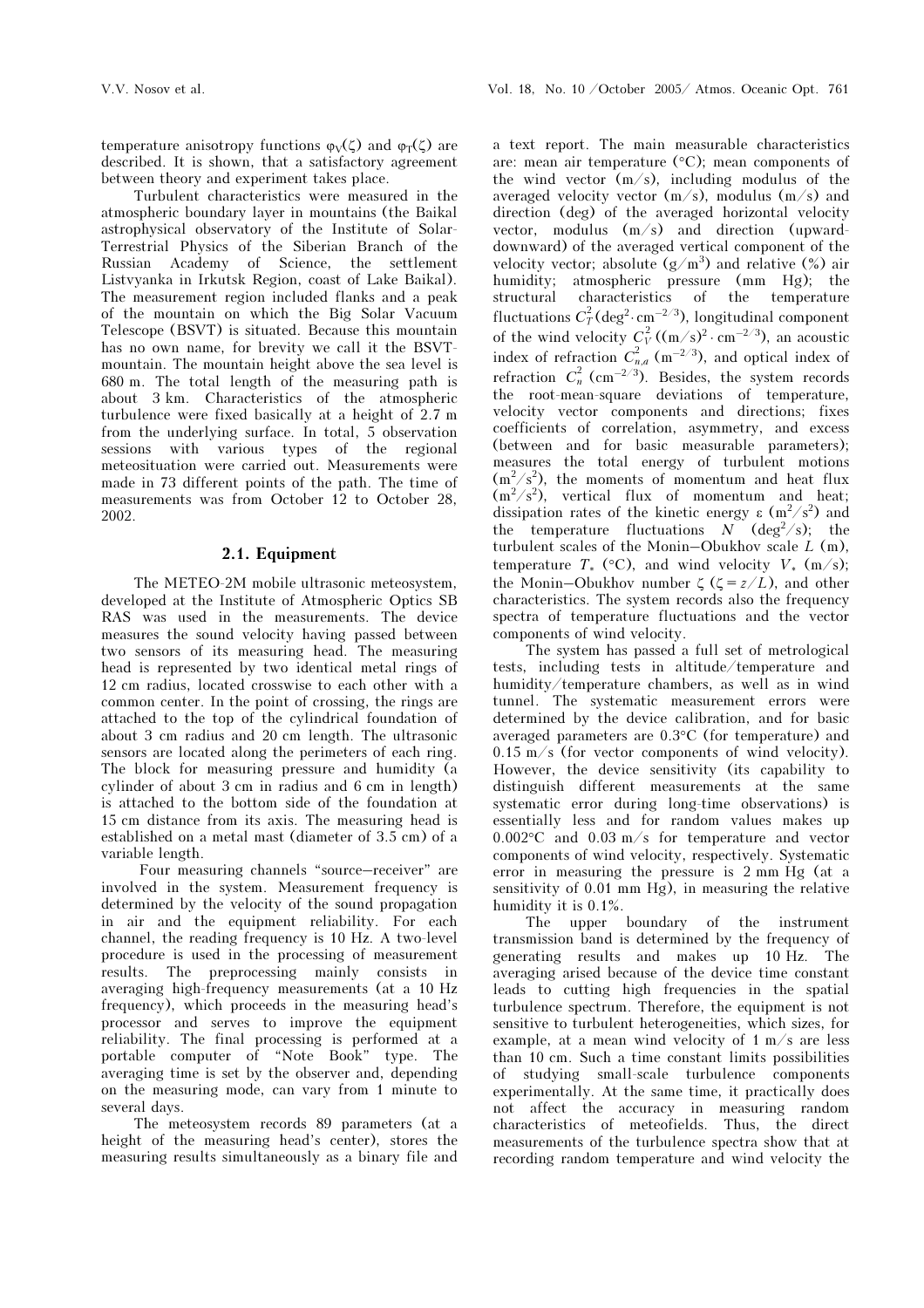temperature anisotropy functions $\varphi_V(\zeta)$ and $\varphi_T(\zeta)$ are described. It is shown, that a satisfactory agreement between theory and experiment takes place.

Turbulent characteristics were measured in the atmospheric boundary layer in mountains (the Baikal astrophysical observatory of the Institute of Solar-Terrestrial Physics of the Siberian Branch of the Russian Academy of Science, the settlement Listvyanka in Irkutsk Region, coast of Lake Baikal). The measurement region included flanks and a peak of the mountain on which the Big Solar Vacuum Telescope (BSVT) is situated. Because this mountain has no own name, for brevity we call it the BSVT-mountain. The mountain height above the sea level is 680 m. The total length of the measuring path is about 3 km. Characteristics of the atmospheric turbulence were fixed basically at a height of 2.7 m from the underlying surface. In total, 5 observation sessions with various types of the regional meteosituation were carried out. Measurements were made in 73 different points of the path. The time of measurements was from October 12 to October 28, 2002.

## 2.1. Equipment

The METEO-2M mobile ultrasonic meteosystem, developed at the Institute of Atmospheric Optics SB RAS was used in the measurements. The device measures the sound velocity having passed between two sensors of its measuring head. The measuring head is represented by two identical metal rings of 12 cm radius, located crosswise to each other with a common center. In the point of crossing, the rings are attached to the top of the cylindrical foundation of about 3 cm radius and 20 cm length. The ultrasonic sensors are located along the perimeters of each ring. The block for measuring pressure and humidity (a cylinder of about 3 cm in radius and 6 cm in length) is attached to the bottom side of the foundation at 15 cm distance from its axis. The measuring head is established on a metal mast (diameter of 3.5 cm) of a variable length.

Four measuring channels "source–receiver" are involved in the system. Measurement frequency is determined by the velocity of the sound propagation in air and the equipment reliability. For each channel, the reading frequency is 10 Hz. A two-level procedure is used in the processing of measurement results. The preprocessing mainly consists in averaging high-frequency measurements (at a 10 Hz frequency), which proceeds in the measuring head's processor and serves to improve the equipment reliability. The final processing is performed at a portable computer of "Note Book" type. The averaging time is set by the observer and, depending on the measuring mode, can vary from 1 minute to several days.

The meteosystem records 89 parameters (at a height of the measuring head's center), stores the measuring results simultaneously as a binary file and a text report. The main measurable characteristics are: mean air temperature (°C); mean components of the wind vector (m/s), including modulus of the averaged velocity vector (m/s), modulus (m/s) and direction (deg) of the averaged horizontal velocity vector, modulus (m/s) and direction (upward-downward) of the averaged vertical component of the velocity vector; absolute (g/m$^3$) and relative (%) air humidity; atmospheric pressure (mm Hg); the structural characteristics of the temperature fluctuations $C_T^2$ (deg$^2 \cdot$cm$^{-2/3}$), longitudinal component of the wind velocity $C_V^2$ ((m/s)$^2 \cdot$ cm$^{-2/3}$), an acoustic index of refraction $C_{n,a}^2$ (m$^{-2/3}$), and optical index of refraction $C_n^2$ (cm$^{-2/3}$). Besides, the system records the root-mean-square deviations of temperature, velocity vector components and directions; fixes coefficients of correlation, asymmetry, and excess (between and for basic measurable parameters); measures the total energy of turbulent motions (m$^2$/s$^2$), the moments of momentum and heat flux (m$^2$/s$^2$), vertical flux of momentum and heat; dissipation rates of the kinetic energy $\varepsilon$ (m$^2$/s$^2$) and the temperature fluctuations $N$ (deg$^2$/s); the turbulent scales of the Monin–Obukhov scale $L$ (m), temperature $T_*$ (°C), and wind velocity $V_*$ (m/s); the Monin–Obukhov number $\zeta$ ($\zeta = z/L$), and other characteristics. The system records also the frequency spectra of temperature fluctuations and the vector components of wind velocity.

The system has passed a full set of metrological tests, including tests in altitude/temperature and humidity/temperature chambers, as well as in wind tunnel. The systematic measurement errors were determined by the device calibration, and for basic averaged parameters are 0.3°C (for temperature) and 0.15 m/s (for vector components of wind velocity). However, the device sensitivity (its capability to distinguish different measurements at the same systematic error during long-time observations) is essentially less and for random values makes up 0.002°C and 0.03 m/s for temperature and vector components of wind velocity, respectively. Systematic error in measuring the pressure is 2 mm Hg (at a sensitivity of 0.01 mm Hg), in measuring the relative humidity it is 0.1%.

The upper boundary of the instrument transmission band is determined by the frequency of generating results and makes up 10 Hz. The averaging arised because of the device time constant leads to cutting high frequencies in the spatial turbulence spectrum. Therefore, the equipment is not sensitive to turbulent heterogeneities, which sizes, for example, at a mean wind velocity of 1 m/s are less than 10 cm. Such a time constant limits possibilities of studying small-scale turbulence components experimentally. At the same time, it practically does not affect the accuracy in measuring random characteristics of meteofields. Thus, the direct measurements of the turbulence spectra show that at recording random temperature and wind velocity the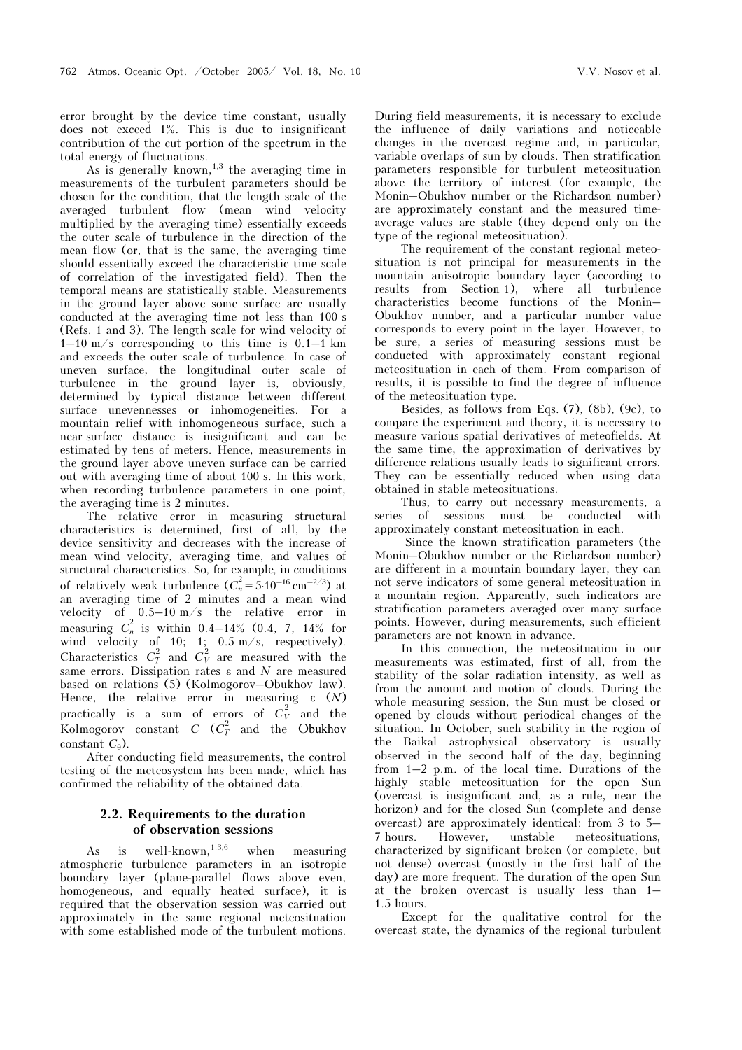error brought by the device time constant, usually does not exceed 1%. This is due to insignificant contribution of the cut portion of the spectrum in the total energy of fluctuations.

As is generally known,[1,3] the averaging time in measurements of the turbulent parameters should be chosen for the condition, that the length scale of the averaged turbulent flow (mean wind velocity multiplied by the averaging time) essentially exceeds the outer scale of turbulence in the direction of the mean flow (or, that is the same, the averaging time should essentially exceed the characteristic time scale of correlation of the investigated field). Then the temporal means are statistically stable. Measurements in the ground layer above some surface are usually conducted at the averaging time not less than 100 s (Refs. 1 and 3). The length scale for wind velocity of 1–10 m/s corresponding to this time is 0.1–1 km and exceeds the outer scale of turbulence. In case of uneven surface, the longitudinal outer scale of turbulence in the ground layer is, obviously, determined by typical distance between different surface unevennesses or inhomogeneities. For a mountain relief with inhomogeneous surface, such a near-surface distance is insignificant and can be estimated by tens of meters. Hence, measurements in the ground layer above uneven surface can be carried out with averaging time of about 100 s. In this work, when recording turbulence parameters in one point, the averaging time is 2 minutes.

The relative error in measuring structural characteristics is determined, first of all, by the device sensitivity and decreases with the increase of mean wind velocity, averaging time, and values of structural characteristics. So, for example, in conditions of relatively weak turbulence ($C_n^2 = 5\cdot10^{-16}\,\text{cm}^{-2/3}$) at an averaging time of 2 minutes and a mean wind velocity of 0.5–10 m/s the relative error in measuring $C_n^2$ is within 0.4–14% (0.4, 7, 14% for wind velocity of 10; 1; 0.5 m/s, respectively). Characteristics $C_T^2$ and $C_V^2$ are measured with the same errors. Dissipation rates $\varepsilon$ and $N$ are measured based on relations (5) (Kolmogorov–Obukhov law). Hence, the relative error in measuring $\varepsilon$ ($N$) practically is a sum of errors of $C_V^2$ and the Kolmogorov constant $C$ ($C_T^2$ and the Obukhov constant $C_\theta$).

After conducting field measurements, the control testing of the meteosystem has been made, which has confirmed the reliability of the obtained data.

### 2.2. Requirements to the duration of observation sessions

As is well-known,[1,3,6] when measuring atmospheric turbulence parameters in an isotropic boundary layer (plane-parallel flows above even, homogeneous, and equally heated surface), it is required that the observation session was carried out approximately in the same regional meteosituation with some established mode of the turbulent motions. During field measurements, it is necessary to exclude the influence of daily variations and noticeable changes in the overcast regime and, in particular, variable overlaps of sun by clouds. Then stratification parameters responsible for turbulent meteosituation above the territory of interest (for example, the Monin–Obukhov number or the Richardson number) are approximately constant and the measured time-average values are stable (they depend only on the type of the regional meteosituation).

The requirement of the constant regional meteosituation is not principal for measurements in the mountain anisotropic boundary layer (according to results from Section 1), where all turbulence characteristics become functions of the Monin–Obukhov number, and a particular number value corresponds to every point in the layer. However, to be sure, a series of measuring sessions must be conducted with approximately constant regional meteosituation in each of them. From comparison of results, it is possible to find the degree of influence of the meteosituation type.

Besides, as follows from Eqs. (7), (8b), (9c), to compare the experiment and theory, it is necessary to measure various spatial derivatives of meteofields. At the same time, the approximation of derivatives by difference relations usually leads to significant errors. They can be essentially reduced when using data obtained in stable meteosituations.

Thus, to carry out necessary measurements, a series of sessions must be conducted with approximately constant meteosituation in each.

Since the known stratification parameters (the Monin–Obukhov number or the Richardson number) are different in a mountain boundary layer, they can not serve indicators of some general meteosituation in a mountain region. Apparently, such indicators are stratification parameters averaged over many surface points. However, during measurements, such efficient parameters are not known in advance.

In this connection, the meteosituation in our measurements was estimated, first of all, from the stability of the solar radiation intensity, as well as from the amount and motion of clouds. During the whole measuring session, the Sun must be closed or opened by clouds without periodical changes of the situation. In October, such stability in the region of the Baikal astrophysical observatory is usually observed in the second half of the day, beginning from 1–2 p.m. of the local time. Durations of the highly stable meteosituation for the open Sun (overcast is insignificant and, as a rule, near the horizon) and for the closed Sun (complete and dense overcast) are approximately identical: from 3 to 5–7 hours. However, unstable meteosituations, characterized by significant broken (or complete, but not dense) overcast (mostly in the first half of the day) are more frequent. The duration of the open Sun at the broken overcast is usually less than 1–1.5 hours.

Except for the qualitative control for the overcast state, the dynamics of the regional turbulent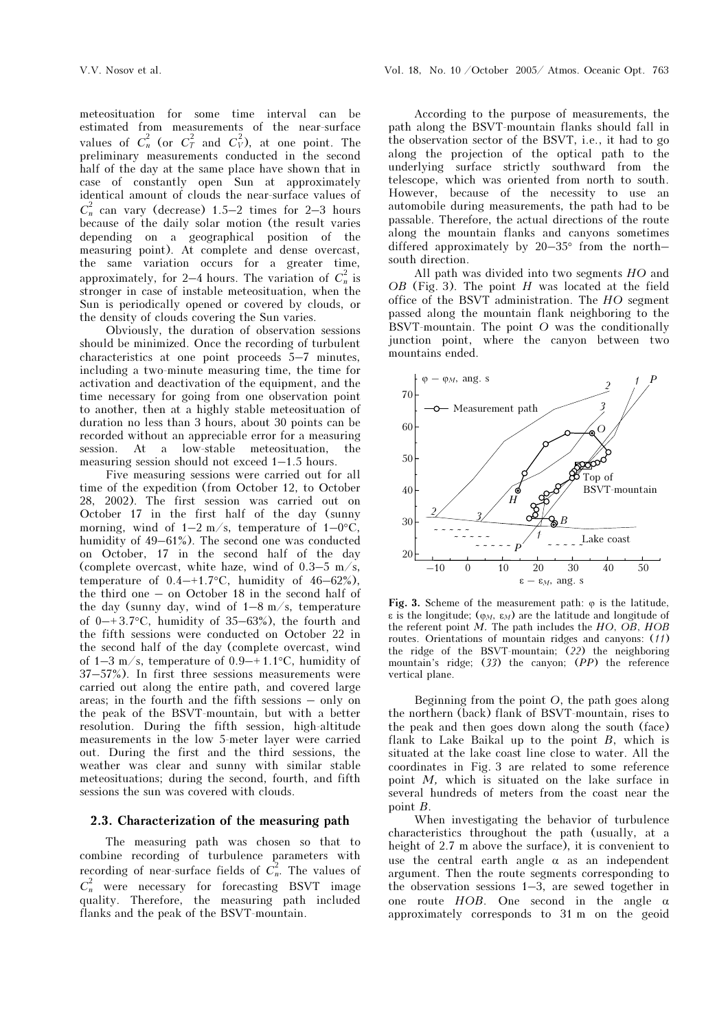meteosituation for some time interval can be estimated from measurements of the near-surface values of $C_n^2$ (or $C_T^2$ and $C_V^2$), at one point. The preliminary measurements conducted in the second half of the day at the same place have shown that in case of constantly open Sun at approximately identical amount of clouds the near-surface values of $C_n^2$ can vary (decrease) 1.5–2 times for 2–3 hours because of the daily solar motion (the result varies depending on a geographical position of the measuring point). At complete and dense overcast, the same variation occurs for a greater time, approximately, for 2–4 hours. The variation of $C_n^2$ is stronger in case of instable meteosituation, when the Sun is periodically opened or covered by clouds, or the density of clouds covering the Sun varies.

Obviously, the duration of observation sessions should be minimized. Once the recording of turbulent characteristics at one point proceeds 5–7 minutes, including a two-minute measuring time, the time for activation and deactivation of the equipment, and the time necessary for going from one observation point to another, then at a highly stable meteosituation of duration no less than 3 hours, about 30 points can be recorded without an appreciable error for a measuring session. At a low-stable meteosituation, the measuring session should not exceed 1–1.5 hours.

Five measuring sessions were carried out for all time of the expedition (from October 12, to October 28, 2002). The first session was carried out on October 17 in the first half of the day (sunny morning, wind of 1–2 m/s, temperature of 1–0°C, humidity of 49–61%). The second one was conducted on October, 17 in the second half of the day (complete overcast, white haze, wind of 0.3–5 m/s, temperature of 0.4–+1.7°C, humidity of 46–62%), the third one – on October 18 in the second half of the day (sunny day, wind of 1–8 m/s, temperature of 0–+3.7°C, humidity of 35–63%), the fourth and the fifth sessions were conducted on October 22 in the second half of the day (complete overcast, wind of 1–3 m/s, temperature of 0.9–+1.1°C, humidity of 37–57%). In first three sessions measurements were carried out along the entire path, and covered large areas; in the fourth and the fifth sessions – only on the peak of the BSVT-mountain, but with a better resolution. During the fifth session, high-altitude measurements in the low 5-meter layer were carried out. During the first and the third sessions, the weather was clear and sunny with similar stable meteosituations; during the second, fourth, and fifth sessions the sun was covered with clouds.

### 2.3. Characterization of the measuring path

The measuring path was chosen so that to combine recording of turbulence parameters with recording of near-surface fields of $C_n^2$. The values of $C_n^2$ were necessary for forecasting BSVT image quality. Therefore, the measuring path included flanks and the peak of the BSVT-mountain.

According to the purpose of measurements, the path along the BSVT-mountain flanks should fall in the observation sector of the BSVT, i.e., it had to go along the projection of the optical path to the underlying surface strictly southward from the telescope, which was oriented from north to south. However, because of the necessity to use an automobile during measurements, the path had to be passable. Therefore, the actual directions of the route along the mountain flanks and canyons sometimes differed approximately by 20–35° from the north–south direction.

All path was divided into two segments *HO* and *OB* (Fig. 3). The point *H* was located at the field office of the BSVT administration. The *HO* segment passed along the mountain flank neighboring to the BSVT-mountain. The point *O* was the conditionally junction point, where the canyon between two mountains ended.

**Fig. 3.** Scheme of the measurement path: $\varphi$ is the latitude, $\varepsilon$ is the longitude; ($\varphi_M$, $\varepsilon_M$) are the latitude and longitude of the referent point *M*. The path includes the *HO*, *OB*, *HOB* routes. Orientations of mountain ridges and canyons: (*11*) the ridge of the BSVT-mountain; (*22*) the neighboring mountain's ridge; (*33*) the canyon; (*PP*) the reference vertical plane.

Beginning from the point *O*, the path goes along the northern (back) flank of BSVT-mountain, rises to the peak and then goes down along the south (face) flank to Lake Baikal up to the point *B*, which is situated at the lake coast line close to water. All the coordinates in Fig. 3 are related to some reference point *M*, which is situated on the lake surface in several hundreds of meters from the coast near the point *B*.

When investigating the behavior of turbulence characteristics throughout the path (usually, at a height of 2.7 m above the surface), it is convenient to use the central earth angle $\alpha$ as an independent argument. Then the route segments corresponding to the observation sessions 1–3, are sewed together in one route *HOB*. One second in the angle $\alpha$ approximately corresponds to 31 m on the geoid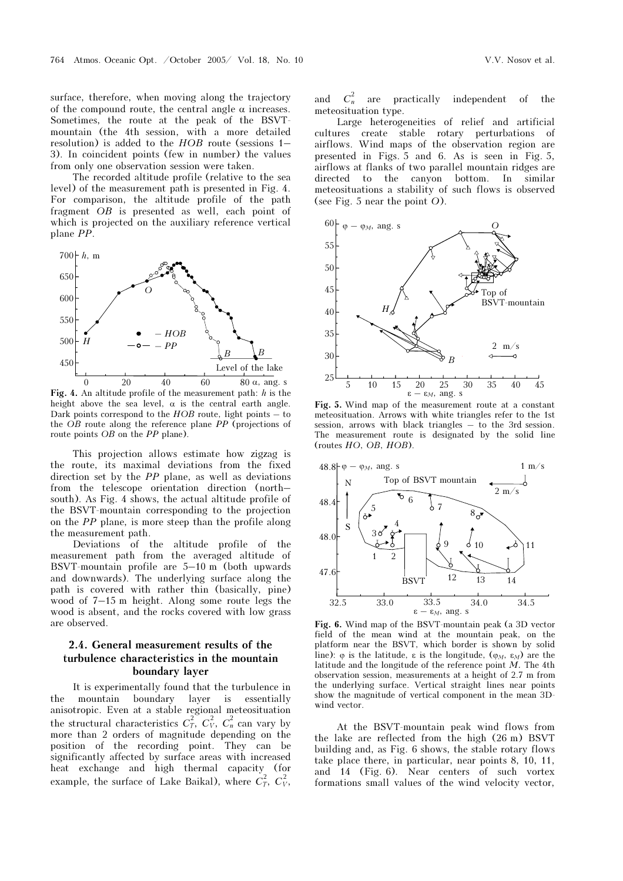surface, therefore, when moving along the trajectory of the compound route, the central angle $\alpha$ increases. Sometimes, the route at the peak of the BSVT-mountain (the 4th session, with a more detailed resolution) is added to the *HOB* route (sessions 1–3). In coincident points (few in number) the values from only one observation session were taken.

The recorded altitude profile (relative to the sea level) of the measurement path is presented in Fig. 4. For comparison, the altitude profile of the path fragment *OB* is presented as well, each point of which is projected on the auxiliary reference vertical plane *PP*.

**Fig. 4.** An altitude profile of the measurement path: $h$ is the height above the sea level, $\alpha$ is the central earth angle. Dark points correspond to the *HOB* route, light points – to the *OB* route along the reference plane *PP* (projections of route points *OB* on the *PP* plane).

This projection allows estimate how zigzag is the route, its maximal deviations from the fixed direction set by the *PP* plane, as well as deviations from the telescope orientation direction (north–south). As Fig. 4 shows, the actual altitude profile of the BSVT-mountain corresponding to the projection on the *PP* plane, is more steep than the profile along the measurement path.

Deviations of the altitude profile of the measurement path from the averaged altitude of BSVT-mountain profile are 5–10 m (both upwards and downwards). The underlying surface along the path is covered with rather thin (basically, pine) wood of 7–15 m height. Along some route legs the wood is absent, and the rocks covered with low grass are observed.

## 2.4. General measurement results of the turbulence characteristics in the mountain boundary layer

It is experimentally found that the turbulence in the mountain boundary layer is essentially anisotropic. Even at a stable regional meteosituation the structural characteristics $C_T^2$, $C_V^2$, $C_n^2$ can vary by more than 2 orders of magnitude depending on the position of the recording point. They can be significantly affected by surface areas with increased heat exchange and high thermal capacity (for example, the surface of Lake Baikal), where $C_T^2$, $C_V^2$, and $C_n^2$ are practically independent of the meteosituation type.

Large heterogeneities of relief and artificial cultures create stable rotary perturbations of airflows. Wind maps of the observation region are presented in Figs. 5 and 6. As is seen in Fig. 5, airflows at flanks of two parallel mountain ridges are directed to the canyon bottom. In similar meteosituations a stability of such flows is observed (see Fig. 5 near the point *O*).

**Fig. 5.** Wind map of the measurement route at a constant meteosituation. Arrows with white triangles refer to the 1st session, arrows with black triangles – to the 3rd session. The measurement route is designated by the solid line (routes *HO*, *OB*, *HOB*).

**Fig. 6.** Wind map of the BSVT-mountain peak (a 3D vector field of the mean wind at the mountain peak, on the platform near the BSVT, which border is shown by solid line): $\varphi$ is the latitude, $\varepsilon$ is the longitude, ($\varphi_M$, $\varepsilon_M$) are the latitude and the longitude of the reference point *M*. The 4th observation session, measurements at a height of 2.7 m from the underlying surface. Vertical straight lines near points show the magnitude of vertical component in the mean 3D-wind vector.

At the BSVT-mountain peak wind flows from the lake are reflected from the high (26 m) BSVT building and, as Fig. 6 shows, the stable rotary flows take place there, in particular, near points 8, 10, 11, and 14 (Fig. 6). Near centers of such vortex formations small values of the wind velocity vector,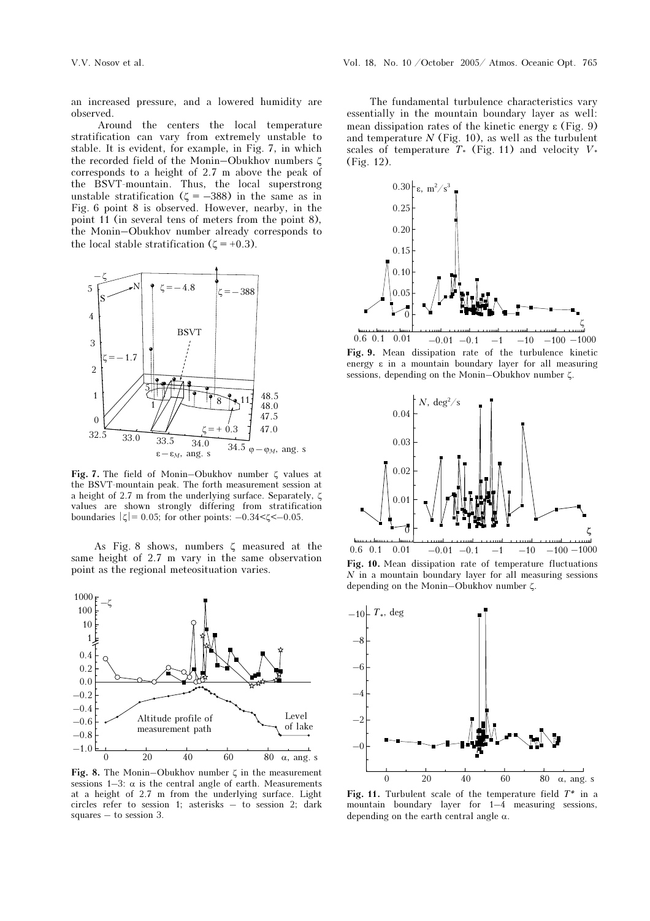an increased pressure, and a lowered humidity are observed.

Around the centers the local temperature stratification can vary from extremely unstable to stable. It is evident, for example, in Fig. 7, in which the recorded field of the Monin–Obukhov numbers $\zeta$ corresponds to a height of 2.7 m above the peak of the BSVT-mountain. Thus, the local superstrong unstable stratification ($\zeta = -388$) in the same as in Fig. 6 point 8 is observed. However, nearby, in the point 11 (in several tens of meters from the point 8), the Monin–Obukhov number already corresponds to the local stable stratification ($\zeta = +0.3$).

**Fig. 7.** The field of Monin–Obukhov number $\zeta$ values at the BSVT-mountain peak. The forth measurement session at a height of 2.7 m from the underlying surface. Separately, $\zeta$ values are shown strongly differing from stratification boundaries $|\zeta| = 0.05$; for other points: $-0.34 < \zeta < -0.05$.

As Fig. 8 shows, numbers $\zeta$ measured at the same height of 2.7 m vary in the same observation point as the regional meteosituation varies.

**Fig. 8.** The Monin–Obukhov number $\zeta$ in the measurement sessions 1–3: $\alpha$ is the central angle of earth. Measurements at a height of 2.7 m from the underlying surface. Light circles refer to session 1; asterisks – to session 2; dark squares – to session 3.

The fundamental turbulence characteristics vary essentially in the mountain boundary layer as well: mean dissipation rates of the kinetic energy $\varepsilon$ (Fig. 9) and temperature $N$ (Fig. 10), as well as the turbulent scales of temperature $T_*$ (Fig. 11) and velocity $V_*$ (Fig. 12).

**Fig. 9.** Mean dissipation rate of the turbulence kinetic energy $\varepsilon$ in a mountain boundary layer for all measuring sessions, depending on the Monin–Obukhov number $\zeta$.

**Fig. 10.** Mean dissipation rate of temperature fluctuations $N$ in a mountain boundary layer for all measuring sessions depending on the Monin–Obukhov number $\zeta$.

**Fig. 11.** Turbulent scale of the temperature field $T^*$ in a mountain boundary layer for 1–4 measuring sessions, depending on the earth central angle $\alpha$.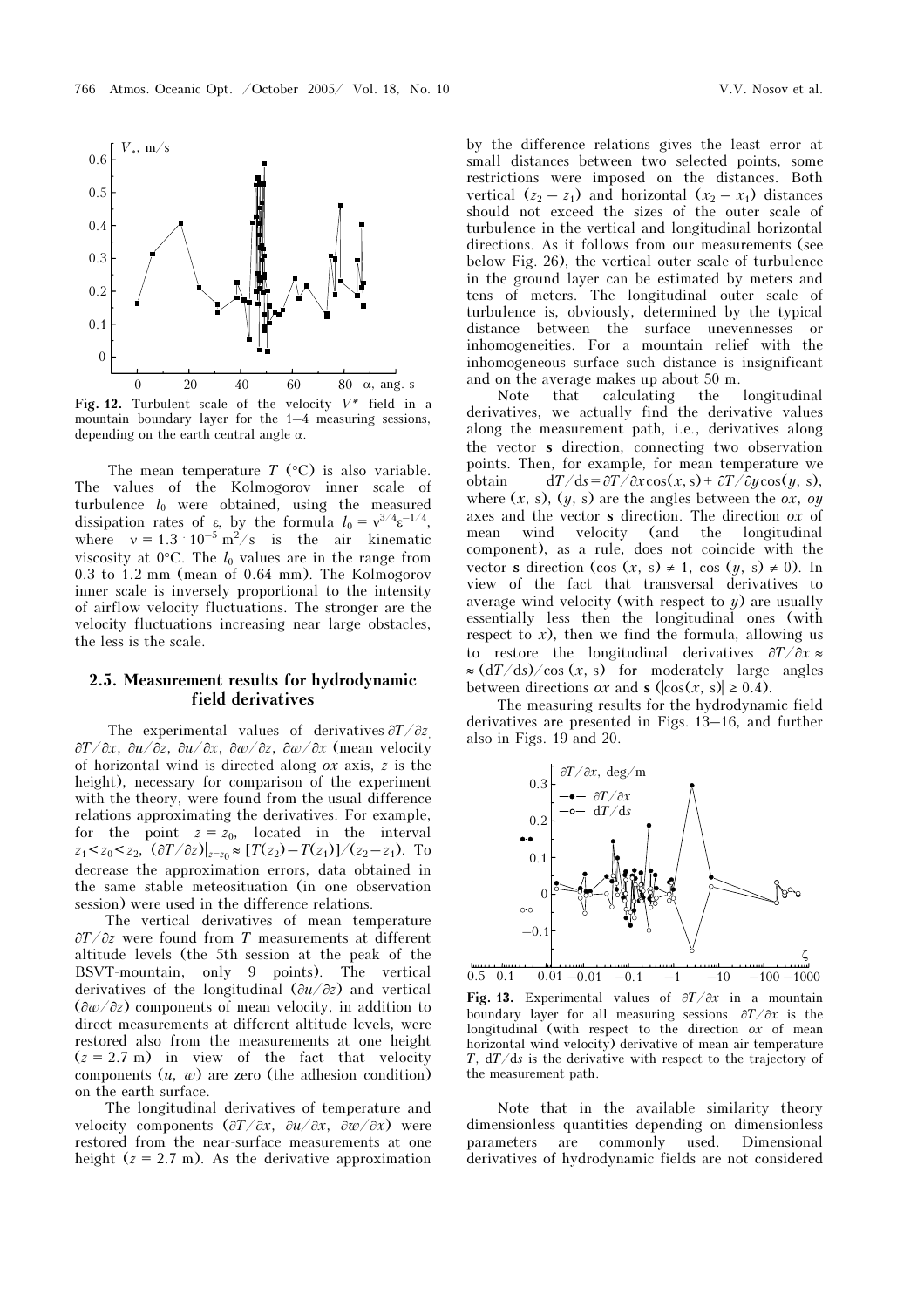**Fig. 12.** Turbulent scale of the velocity $V^*$ field in a mountain boundary layer for the 1–4 measuring sessions, depending on the earth central angle $\alpha$.

The mean temperature $T$ (°C) is also variable. The values of the Kolmogorov inner scale of turbulence $l_0$ were obtained, using the measured dissipation rates of $\varepsilon$, by the formula $l_0 = \nu^{3/4}\varepsilon^{-1/4}$, where $\nu = 1.3 \cdot 10^{-5}$ m$^2$/s is the air kinematic viscosity at 0°C. The $l_0$ values are in the range from 0.3 to 1.2 mm (mean of 0.64 mm). The Kolmogorov inner scale is inversely proportional to the intensity of airflow velocity fluctuations. The stronger are the velocity fluctuations increasing near large obstacles, the less is the scale.

## 2.5. Measurement results for hydrodynamic field derivatives

The experimental values of derivatives $\partial T/\partial z$, $\partial T/\partial x$, $\partial u/\partial z$, $\partial u/\partial x$, $\partial w/\partial z$, $\partial w/\partial x$ (mean velocity of horizontal wind is directed along $ox$ axis, $z$ is the height), necessary for comparison of the experiment with the theory, were found from the usual difference relations approximating the derivatives. For example, for the point $z = z_0$, located in the interval $z_1 < z_0 < z_2$, $(\partial T/\partial z)|_{z=z_0} \approx [T(z_2) - T(z_1)]/(z_2 - z_1)$. To decrease the approximation errors, data obtained in the same stable meteosituation (in one observation session) were used in the difference relations.

The vertical derivatives of mean temperature $\partial T/\partial z$ were found from $T$ measurements at different altitude levels (the 5th session at the peak of the BSVT-mountain, only 9 points). The vertical derivatives of the longitudinal ($\partial u/\partial z$) and vertical ($\partial w/\partial z$) components of mean velocity, in addition to direct measurements at different altitude levels, were restored also from the measurements at one height ($z = 2.7$ m) in view of the fact that velocity components ($u$, $w$) are zero (the adhesion condition) on the earth surface.

The longitudinal derivatives of temperature and velocity components ($\partial T/\partial x$, $\partial u/\partial x$, $\partial w/\partial x$) were restored from the near-surface measurements at one height ($z = 2.7$ m). As the derivative approximation by the difference relations gives the least error at small distances between two selected points, some restrictions were imposed on the distances. Both vertical $(z_2 - z_1)$ and horizontal $(x_2 - x_1)$ distances should not exceed the sizes of the outer scale of turbulence in the vertical and longitudinal horizontal directions. As it follows from our measurements (see below Fig. 26), the vertical outer scale of turbulence in the ground layer can be estimated by meters and tens of meters. The longitudinal outer scale of turbulence is, obviously, determined by the typical distance between the surface unevennesses or inhomogeneities. For a mountain relief with the inhomogeneous surface such distance is insignificant and on the average makes up about 50 m.

Note that calculating the longitudinal derivatives, we actually find the derivative values along the measurement path, i.e., derivatives along the vector **s** direction, connecting two observation points. Then, for example, for mean temperature we obtain $\mathrm{d}T/\mathrm{d}s = \partial T/\partial x \cos(x, s) + \partial T/\partial y \cos(y, s)$, where $(x, s)$, $(y, s)$ are the angles between the $ox$, $oy$ axes and the vector **s** direction. The direction $ox$ of mean wind velocity (and the longitudinal component), as a rule, does not coincide with the vector **s** direction ($\cos(x, s) \neq 1$, $\cos(y, s) \neq 0$). In view of the fact that transversal derivatives to average wind velocity (with respect to $y$) are usually essentially less then the longitudinal ones (with respect to $x$), then we find the formula, allowing us to restore the longitudinal derivatives $\partial T/\partial x \approx (\mathrm{d}T/\mathrm{d}s)/\cos(x, s)$ for moderately large angles between directions $ox$ and **s** ($|\cos(x, s)| \geq 0.4$).

The measuring results for the hydrodynamic field derivatives are presented in Figs. 13–16, and further also in Figs. 19 and 20.

**Fig. 13.** Experimental values of $\partial T/\partial x$ in a mountain boundary layer for all measuring sessions. $\partial T/\partial x$ is the longitudinal (with respect to the direction $ox$ of mean horizontal wind velocity) derivative of mean air temperature $T$, $\mathrm{d}T/\mathrm{d}s$ is the derivative with respect to the trajectory of the measurement path.

Note that in the available similarity theory dimensionless quantities depending on dimensionless parameters are commonly used. Dimensional derivatives of hydrodynamic fields are not considered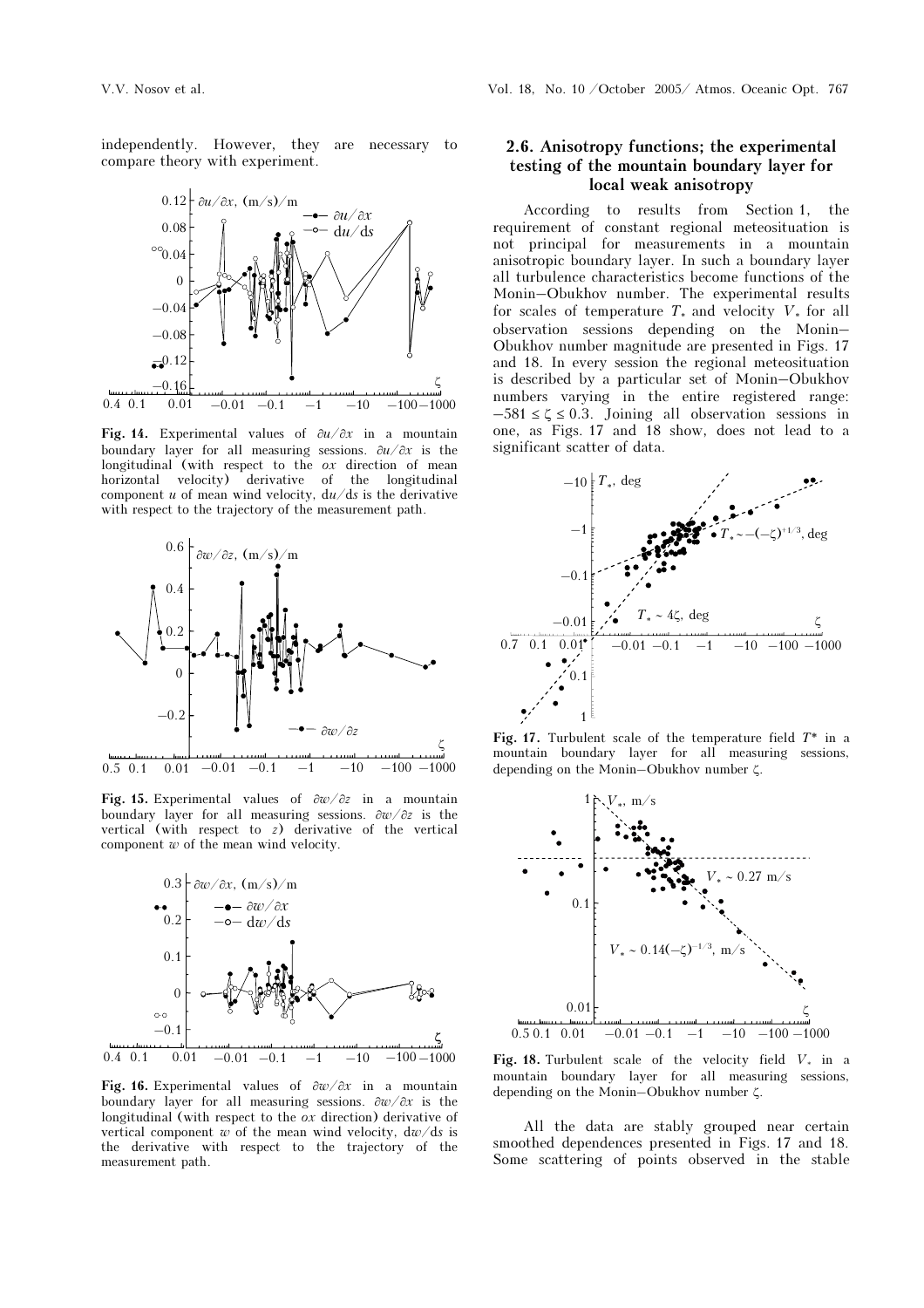independently. However, they are necessary to compare theory with experiment.

**Fig. 14.** Experimental values of $\partial u/\partial x$ in a mountain boundary layer for all measuring sessions. $\partial u/\partial x$ is the longitudinal (with respect to the $ox$ direction of mean horizontal velocity) derivative of the longitudinal component $u$ of mean wind velocity, $du/ds$ is the derivative with respect to the trajectory of the measurement path.

**Fig. 15.** Experimental values of $\partial w/\partial z$ in a mountain boundary layer for all measuring sessions. $\partial w/\partial z$ is the vertical (with respect to $z$) derivative of the vertical component $w$ of the mean wind velocity.

**Fig. 16.** Experimental values of $\partial w/\partial x$ in a mountain boundary layer for all measuring sessions. $\partial w/\partial x$ is the longitudinal (with respect to the $ox$ direction) derivative of vertical component $w$ of the mean wind velocity, $dw/ds$ is the derivative with respect to the trajectory of the measurement path.

### 2.6. Anisotropy functions; the experimental testing of the mountain boundary layer for local weak anisotropy

According to results from Section 1, the requirement of constant regional meteosituation is not principal for measurements in a mountain anisotropic boundary layer. In such a boundary layer all turbulence characteristics become functions of the Monin–Obukhov number. The experimental results for scales of temperature $T_*$ and velocity $V_*$ for all observation sessions depending on the Monin–Obukhov number magnitude are presented in Figs. 17 and 18. In every session the regional meteosituation is described by a particular set of Monin–Obukhov numbers varying in the entire registered range: $-581 \le \zeta \le 0.3$. Joining all observation sessions in one, as Figs. 17 and 18 show, does not lead to a significant scatter of data.

**Fig. 17.** Turbulent scale of the temperature field $T^*$ in a mountain boundary layer for all measuring sessions, depending on the Monin–Obukhov number $\zeta$.

**Fig. 18.** Turbulent scale of the velocity field $V_*$ in a mountain boundary layer for all measuring sessions, depending on the Monin–Obukhov number $\zeta$.

All the data are stably grouped near certain smoothed dependences presented in Figs. 17 and 18. Some scattering of points observed in the stable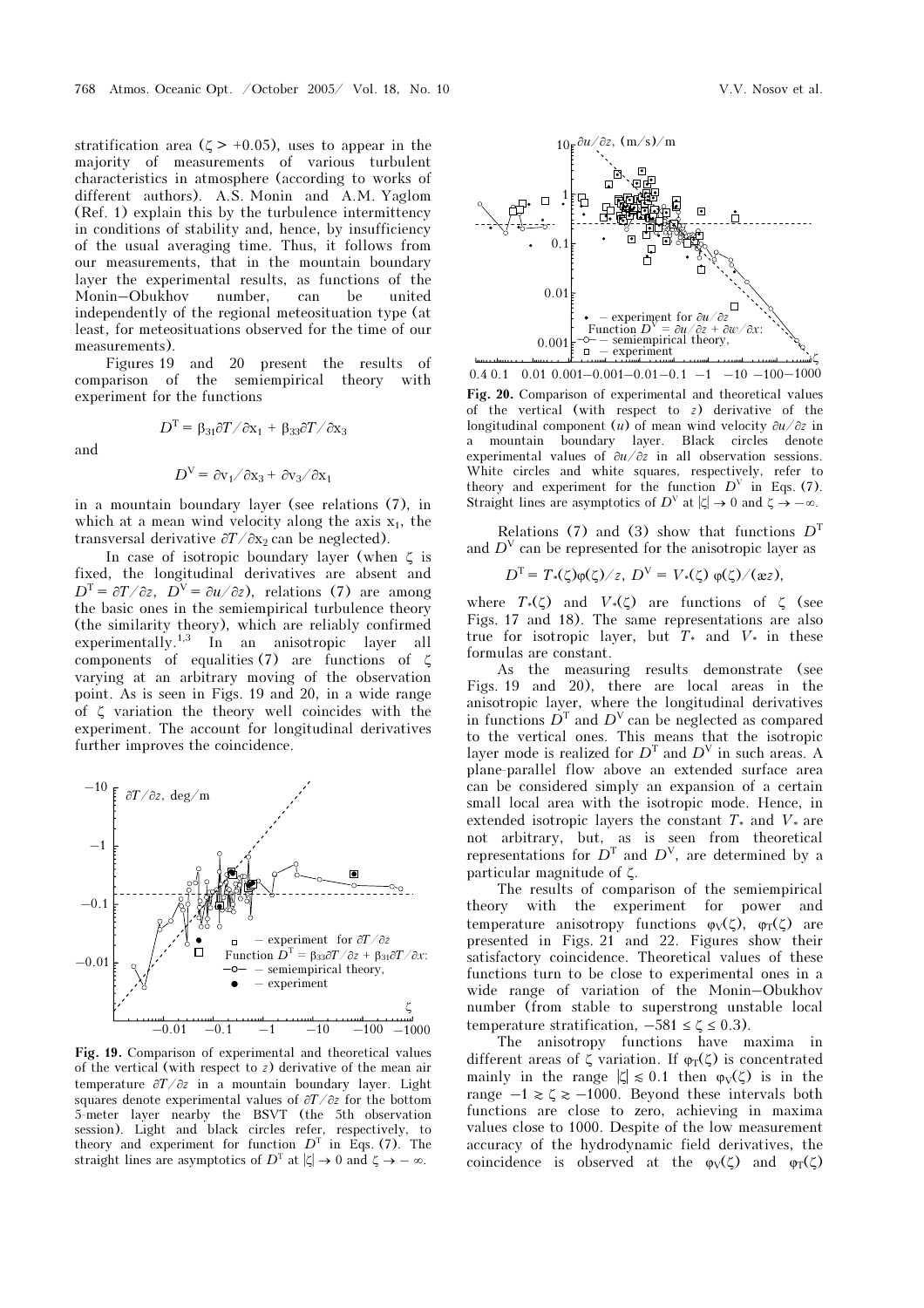stratification area ($\zeta > +0.05$), uses to appear in the majority of measurements of various turbulent characteristics in atmosphere (according to works of different authors). A.S. Monin and A.M. Yaglom (Ref. 1) explain this by the turbulence intermittency in conditions of stability and, hence, by insufficiency of the usual averaging time. Thus, it follows from our measurements, that in the mountain boundary layer the experimental results, as functions of the Monin–Obukhov number, can be united independently of the regional meteosituation type (at least, for meteosituations observed for the time of our measurements).

Figures 19 and 20 present the results of comparison of the semiempirical theory with experiment for the functions

$$D^{\mathrm{T}} = \beta_{31}\partial T/\partial x_1 + \beta_{33}\partial T/\partial x_3$$

and

$$D^{\mathrm{V}} = \partial v_1/\partial x_3 + \partial v_3/\partial x_1$$

in a mountain boundary layer (see relations (7), in which at a mean wind velocity along the axis $x_1$, the transversal derivative $\partial T/\partial x_2$ can be neglected).

In case of isotropic boundary layer (when $\zeta$ is fixed, the longitudinal derivatives are absent and $D^{\mathrm{T}} = \partial T/\partial z$, $D^{\mathrm{V}} = \partial u/\partial z$), relations (7) are among the basic ones in the semiempirical turbulence theory (the similarity theory), which are reliably confirmed experimentally.[1,3] In an anisotropic layer all components of equalities (7) are functions of $\zeta$ varying at an arbitrary moving of the observation point. As is seen in Figs. 19 and 20, in a wide range of $\zeta$ variation the theory well coincides with the experiment. The account for longitudinal derivatives further improves the coincidence.

**Fig. 19.** Comparison of experimental and theoretical values of the vertical (with respect to $z$) derivative of the mean air temperature $\partial T/\partial z$ in a mountain boundary layer. Light squares denote experimental values of $\partial T/\partial z$ for the bottom 5-meter layer nearby the BSVT (the 5th observation session). Light and black circles refer, respectively, to theory and experiment for function $D^{\mathrm{T}}$ in Eqs. (7). The straight lines are asymptotics of $D^{\mathrm{T}}$ at $|\zeta| \to 0$ and $\zeta \to -\infty$.

**Fig. 20.** Comparison of experimental and theoretical values of the vertical (with respect to $z$) derivative of the longitudinal component ($u$) of mean wind velocity $\partial u/\partial z$ in a mountain boundary layer. Black circles denote experimental values of $\partial u/\partial z$ in all observation sessions. White circles and white squares, respectively, refer to theory and experiment for the function $D^{\mathrm{V}}$ in Eqs. (7). Straight lines are asymptotics of $D^{\mathrm{V}}$ at $|\zeta| \to 0$ and $\zeta \to -\infty$.

Relations (7) and (3) show that functions $D^{\mathrm{T}}$ and $D^{\mathrm{V}}$ can be represented for the anisotropic layer as

$$D^{\mathrm{T}} = T_*(\zeta)\varphi(\zeta)/z,\ D^{\mathrm{V}} = V_*(\zeta)\,\varphi(\zeta)/(\text{æ}z),$$

where $T_*(\zeta)$ and $V_*(\zeta)$ are functions of $\zeta$ (see Figs. 17 and 18). The same representations are also true for isotropic layer, but $T_*$ and $V_*$ in these formulas are constant.

As the measuring results demonstrate (see Figs. 19 and 20), there are local areas in the anisotropic layer, where the longitudinal derivatives in functions $D^{\mathrm{T}}$ and $D^{\mathrm{V}}$ can be neglected as compared to the vertical ones. This means that the isotropic layer mode is realized for $D^{\mathrm{T}}$ and $D^{\mathrm{V}}$ in such areas. A plane-parallel flow above an extended surface area can be considered simply an expansion of a certain small local area with the isotropic mode. Hence, in extended isotropic layers the constant $T_*$ and $V_*$ are not arbitrary, but, as is seen from theoretical representations for $D^{\mathrm{T}}$ and $D^{\mathrm{V}}$, are determined by a particular magnitude of $\zeta$.

The results of comparison of the semiempirical theory with the experiment for power and temperature anisotropy functions $\varphi_{\mathrm{V}}(\zeta)$, $\varphi_{\mathrm{T}}(\zeta)$ are presented in Figs. 21 and 22. Figures show their satisfactory coincidence. Theoretical values of these functions turn to be close to experimental ones in a wide range of variation of the Monin–Obukhov number (from stable to superstrong unstable local temperature stratification, $-581 \le \zeta \le 0.3$).

The anisotropy functions have maxima in different areas of $\zeta$ variation. If $\varphi_{\mathrm{T}}(\zeta)$ is concentrated mainly in the range $|\zeta| \lesssim 0.1$ then $\varphi_{\mathrm{V}}(\zeta)$ is in the range $-1 \gtrsim \zeta \gtrsim -1000$. Beyond these intervals both functions are close to zero, achieving in maxima values close to 1000. Despite of the low measurement accuracy of the hydrodynamic field derivatives, the coincidence is observed at the $\varphi_{\mathrm{V}}(\zeta)$ and $\varphi_{\mathrm{T}}(\zeta)$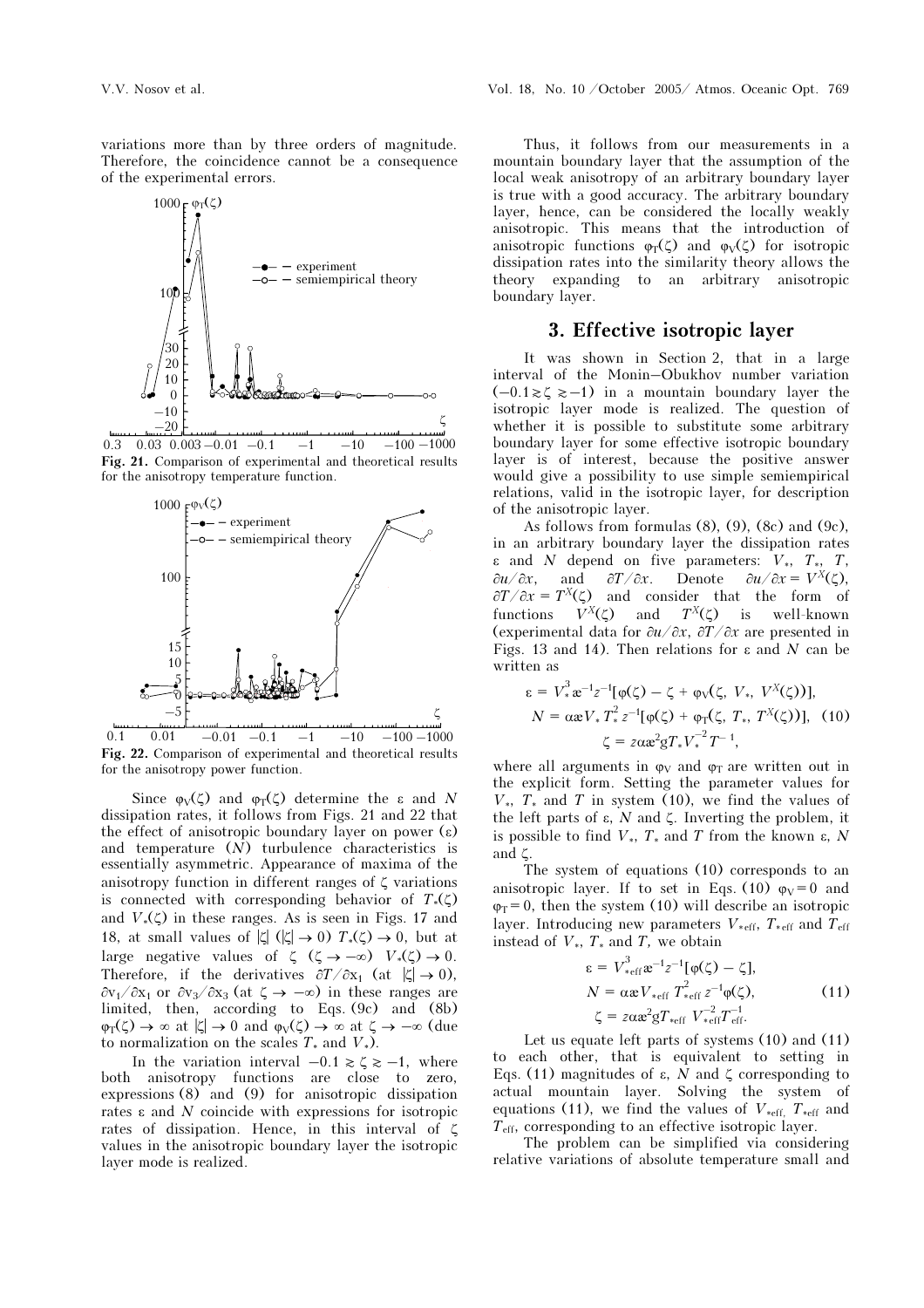variations more than by three orders of magnitude. Therefore, the coincidence cannot be a consequence of the experimental errors.

Fig. 21. Comparison of experimental and theoretical results for the anisotropy temperature function.

Fig. 22. Comparison of experimental and theoretical results for the anisotropy power function.

Since $\varphi_V(\zeta)$ and $\varphi_T(\zeta)$ determine the $\varepsilon$ and $N$ dissipation rates, it follows from Figs. 21 and 22 that the effect of anisotropic boundary layer on power ($\varepsilon$) and temperature ($N$) turbulence characteristics is essentially asymmetric. Appearance of maxima of the anisotropy function in different ranges of $\zeta$ variations is connected with corresponding behavior of $T_*(\zeta)$ and $V_*(\zeta)$ in these ranges. As is seen in Figs. 17 and 18, at small values of $|\zeta|$ ($|\zeta| \to 0$) $T_*(\zeta) \to 0$, but at large negative values of $\zeta$ ($\zeta \to -\infty$) $V_*(\zeta) \to 0$. Therefore, if the derivatives $\partial T/\partial x_1$ (at $|\zeta| \to 0$), $\partial v_1/\partial x_1$ or $\partial v_3/\partial x_3$ (at $\zeta \to -\infty$) in these ranges are limited, then, according to Eqs. (9c) and (8b) $\varphi_T(\zeta) \to \infty$ at $|\zeta| \to 0$ and $\varphi_V(\zeta) \to \infty$ at $\zeta \to -\infty$ (due to normalization on the scales $T_*$ and $V_*$).

In the variation interval $-0.1 \gtrsim \zeta \gtrsim -1$, where both anisotropy functions are close to zero, expressions (8) and (9) for anisotropic dissipation rates $\varepsilon$ and $N$ coincide with expressions for isotropic rates of dissipation. Hence, in this interval of $\zeta$ values in the anisotropic boundary layer the isotropic layer mode is realized.

Thus, it follows from our measurements in a mountain boundary layer that the assumption of the local weak anisotropy of an arbitrary boundary layer is true with a good accuracy. The arbitrary boundary layer, hence, can be considered the locally weakly anisotropic. This means that the introduction of anisotropic functions $\varphi_T(\zeta)$ and $\varphi_V(\zeta)$ for isotropic dissipation rates into the similarity theory allows the theory expanding to an arbitrary anisotropic boundary layer.

## 3. Effective isotropic layer

It was shown in Section 2, that in a large interval of the Monin–Obukhov number variation ($-0.1 \gtrsim \zeta \gtrsim -1$) in a mountain boundary layer the isotropic layer mode is realized. The question of whether it is possible to substitute some arbitrary boundary layer for some effective isotropic boundary layer is of interest, because the positive answer would give a possibility to use simple semiempirical relations, valid in the isotropic layer, for description of the anisotropic layer.

As follows from formulas (8), (9), (8c) and (9c), in an arbitrary boundary layer the dissipation rates $\varepsilon$ and $N$ depend on five parameters: $V_*$, $T_*$, $T$, $\partial u/\partial x$, and $\partial T/\partial x$. Denote $\partial u/\partial x = V^X(\zeta)$, $\partial T/\partial x = T^X(\zeta)$ and consider that the form of functions $V^X(\zeta)$ and $T^X(\zeta)$ is well-known (experimental data for $\partial u/\partial x$, $\partial T/\partial x$ are presented in Figs. 13 and 14). Then relations for $\varepsilon$ and $N$ can be written as

$$\varepsilon = V_*^3 æ^{-1} z^{-1}[\varphi(\zeta) - \zeta + \varphi_V(\zeta,\ V_*,\ V^X(\zeta))],$$
$$N = \alpha æ V_* T_*^2 z^{-1}[\varphi(\zeta) + \varphi_T(\zeta,\ T_*,\ T^X(\zeta))], \quad (10)$$
$$\zeta = z\alpha æ^2 g T_* V_*^{-2} T^{-1},$$

where all arguments in $\varphi_V$ and $\varphi_T$ are written out in the explicit form. Setting the parameter values for $V_*$, $T_*$ and $T$ in system (10), we find the values of the left parts of $\varepsilon$, $N$ and $\zeta$. Inverting the problem, it is possible to find $V_*$, $T_*$ and $T$ from the known $\varepsilon$, $N$ and $\zeta$.

The system of equations (10) corresponds to an anisotropic layer. If to set in Eqs. (10) $\varphi_V = 0$ and $\varphi_T = 0$, then the system (10) will describe an isotropic layer. Introducing new parameters $V_{*\text{eff}}$, $T_{*\text{eff}}$ and $T_{\text{eff}}$ instead of $V_*$, $T_*$ and $T$, we obtain

$$\varepsilon = V_{*\text{eff}}^3 æ^{-1} z^{-1}[\varphi(\zeta) - \zeta],$$
$$N = \alpha æ V_{*\text{eff}} T_{*\text{eff}}^2 z^{-1}\varphi(\zeta), \quad (11)$$
$$\zeta = z\alpha æ^2 g T_{*\text{eff}} V_{*\text{eff}}^{-2} T_{\text{eff}}^{-1}.$$

Let us equate left parts of systems (10) and (11) to each other, that is equivalent to setting in Eqs. (11) magnitudes of $\varepsilon$, $N$ and $\zeta$ corresponding to actual mountain layer. Solving the system of equations (11), we find the values of $V_{*\text{eff}}$, $T_{*\text{eff}}$ and $T_{\text{eff}}$, corresponding to an effective isotropic layer.

The problem can be simplified via considering relative variations of absolute temperature small and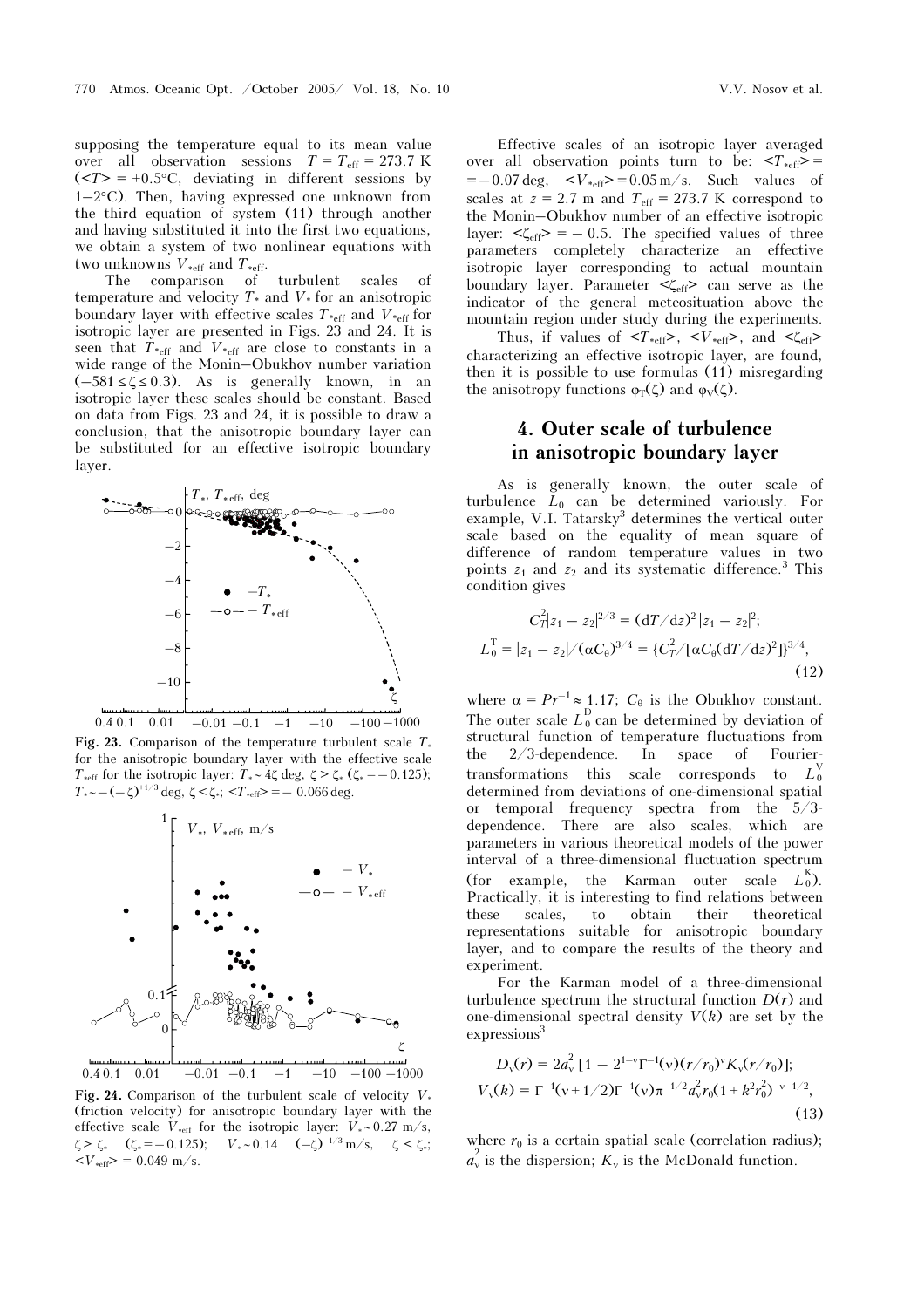supposing the temperature equal to its mean value over all observation sessions $T = T_{\text{eff}} = 273.7$ K ($<T> = +0.5$°C, deviating in different sessions by 1–2°C). Then, having expressed one unknown from the third equation of system (11) through another and having substituted it into the first two equations, we obtain a system of two nonlinear equations with two unknowns $V_{*\text{eff}}$ and $T_{*\text{eff}}$.

The comparison of turbulent scales of temperature and velocity $T_*$ and $V_*$ for an anisotropic boundary layer with effective scales $T_{*\text{eff}}$ and $V_{*\text{eff}}$ for isotropic layer are presented in Figs. 23 and 24. It is seen that $T_{*\text{eff}}$ and $V_{*\text{eff}}$ are close to constants in a wide range of the Monin–Obukhov number variation ($-581 \le \zeta \le 0.3$). As is generally known, in an isotropic layer these scales should be constant. Based on data from Figs. 23 and 24, it is possible to draw a conclusion, that the anisotropic boundary layer can be substituted for an effective isotropic boundary layer.

**Fig. 23.** Comparison of the temperature turbulent scale $T_*$ for the anisotropic boundary layer with the effective scale $T_{*\text{eff}}$ for the isotropic layer: $T_* \sim 4\zeta$ deg, $\zeta > \zeta_*$ ($\zeta_* = -0.125$); $T_* \sim -(-\zeta)^{+1/3}$ deg, $\zeta < \zeta_*$; $<T_{*\text{eff}}> = -0.066$ deg.

**Fig. 24.** Comparison of the turbulent scale of velocity $V_*$ (friction velocity) for anisotropic boundary layer with the effective scale $V_{*\text{eff}}$ for the isotropic layer: $V_* \sim 0.27$ m/s, $\zeta > \zeta_*$ ($\zeta_* = -0.125$); $V_* \sim 0.14 \ (-\zeta)^{-1/3}$ m/s, $\zeta < \zeta_*$; $<V_{*\text{eff}}> = 0.049$ m/s.

Effective scales of an isotropic layer averaged over all observation points turn to be: $<T_{*\text{eff}}> = -0.07$ deg, $<V_{*\text{eff}}> = 0.05$ m/s. Such values of scales at $z = 2.7$ m and $T_{\text{eff}} = 273.7$ K correspond to the Monin–Obukhov number of an effective isotropic layer: $<\zeta_{\text{eff}}> = -0.5$. The specified values of three parameters completely characterize an effective isotropic layer corresponding to actual mountain boundary layer. Parameter $<\zeta_{\text{eff}}>$ can serve as the indicator of the general meteosituation above the mountain region under study during the experiments.

Thus, if values of $<T_{*\text{eff}}>$, $<V_{*\text{eff}}>$, and $<\zeta_{\text{eff}}>$ characterizing an effective isotropic layer, are found, then it is possible to use formulas (11) misregarding the anisotropy functions $\varphi_T(\zeta)$ and $\varphi_V(\zeta)$.

## 4. Outer scale of turbulence in anisotropic boundary layer

As is generally known, the outer scale of turbulence $L_0$ can be determined variously. For example, V.I. Tatarsky[3] determines the vertical outer scale based on the equality of mean square of difference of random temperature values in two points $z_1$ and $z_2$ and its systematic difference.[3] This condition gives

$$C_T^2|z_1 - z_2|^{2/3} = (\text{d}T/\text{d}z)^2\,|z_1 - z_2|^2;$$
$$L_0^{\text{T}} = |z_1 - z_2|/(\alpha C_\theta)^{3/4} = \{C_T^2/[\alpha C_\theta(\text{d}T/\text{d}z)^2]\}^{3/4}, \tag{12}$$

where $\alpha = Pr^{-1} \approx 1.17$; $C_\theta$ is the Obukhov constant. The outer scale $L_0^{\text{D}}$ can be determined by deviation of structural function of temperature fluctuations from the 2/3-dependence. In space of Fourier-transformations this scale corresponds to $L_0^{\text{V}}$ determined from deviations of one-dimensional spatial or temporal frequency spectra from the 5/3-dependence. There are also scales, which are parameters in various theoretical models of the power interval of a three-dimensional fluctuation spectrum (for example, the Karman outer scale $L_0^{\text{K}}$). Practically, it is interesting to find relations between these scales, to obtain their theoretical representations suitable for anisotropic boundary layer, and to compare the results of the theory and experiment.

For the Karman model of a three-dimensional turbulence spectrum the structural function $D(r)$ and one-dimensional spectral density $V(k)$ are set by the expressions[3]

$$D_\nu(r) = 2a_\nu^2\,[1 - 2^{1-\nu}\Gamma^{-1}(\nu)(r/r_0)^\nu K_\nu(r/r_0)];$$
$$V_\nu(k) = \Gamma^{-1}(\nu + 1/2)\Gamma^{-1}(\nu)\pi^{-1/2}a_\nu^2 r_0(1 + k^2r_0^2)^{-\nu-1/2}, \tag{13}$$

where $r_0$ is a certain spatial scale (correlation radius); $a_\nu^2$ is the dispersion; $K_\nu$ is the McDonald function.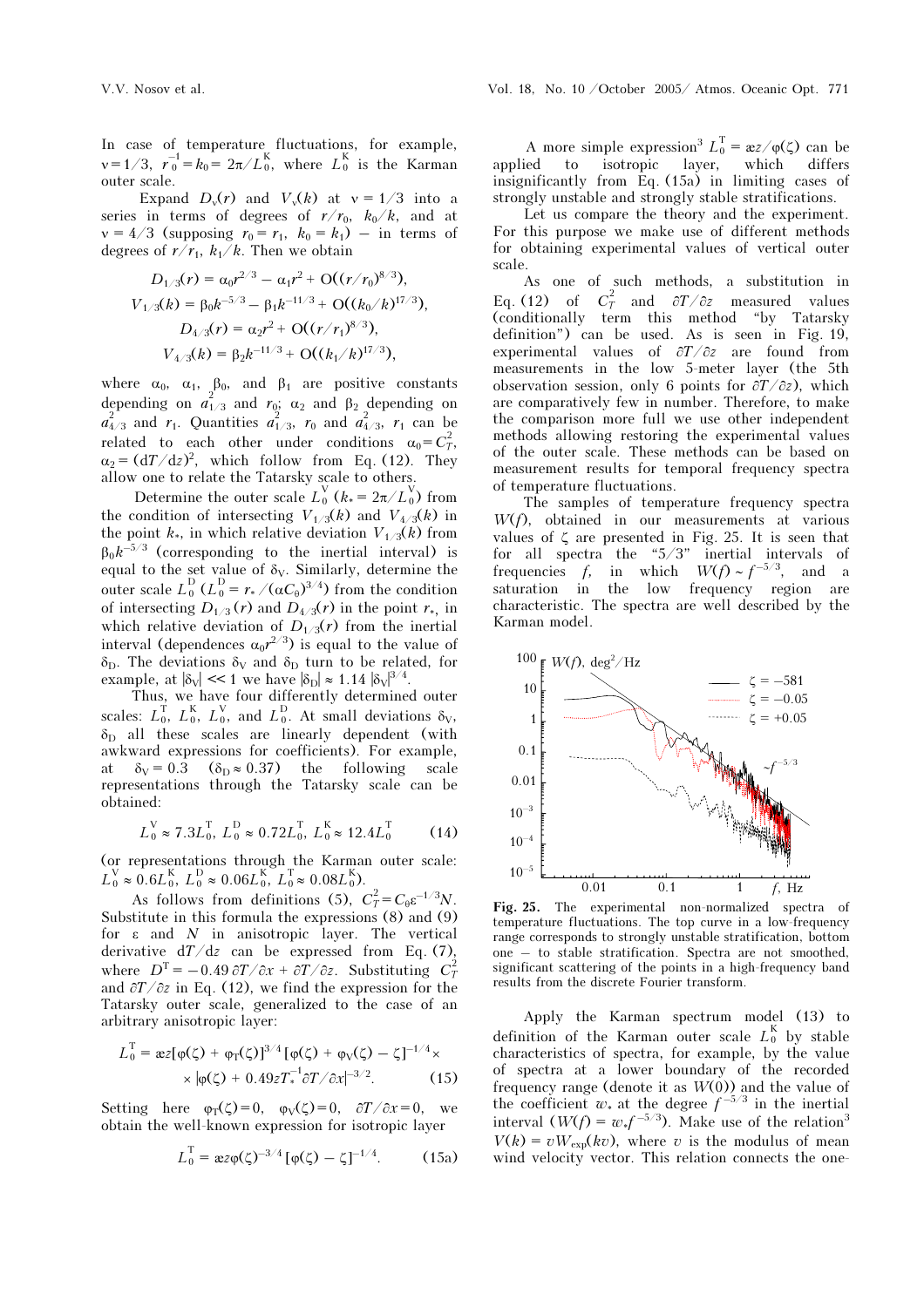In case of temperature fluctuations, for example, $\nu = 1/3$, $r_0^{-1} = k_0 = 2\pi/L_0^{\mathrm{K}}$, where $L_0^{\mathrm{K}}$ is the Karman outer scale.

Expand $D_\nu(r)$ and $V_\nu(k)$ at $\nu = 1/3$ into a series in terms of degrees of $r/r_0$, $k_0/k$, and at $\nu = 4/3$ (supposing $r_0 = r_1$, $k_0 = k_1$) – in terms of degrees of $r/r_1$, $k_1/k$. Then we obtain

$$D_{1/3}(r) = \alpha_0 r^{2/3} - \alpha_1 r^2 + \mathrm{O}((r/r_0)^{8/3}),$$

$$V_{1/3}(k) = \beta_0 k^{-5/3} - \beta_1 k^{-11/3} + \mathrm{O}((k_0/k)^{17/3}),$$

$$D_{4/3}(r) = \alpha_2 r^2 + \mathrm{O}((r/r_1)^{8/3}),$$

$$V_{4/3}(k) = \beta_2 k^{-11/3} + \mathrm{O}((k_1/k)^{17/3}),$$

where $\alpha_0$, $\alpha_1$, $\beta_0$, and $\beta_1$ are positive constants depending on $a_{1/3}^2$ and $r_0$; $\alpha_2$ and $\beta_2$ depending on $a_{4/3}^2$ and $r_1$. Quantities $a_{1/3}^2$, $r_0$ and $a_{4/3}^2$, $r_1$ can be related to each other under conditions $\alpha_0 = C_T^2$, $\alpha_2 = (\mathrm{d}T/\mathrm{d}z)^2$, which follow from Eq. (12). They allow one to relate the Tatarsky scale to others.

Determine the outer scale $L_0^{\mathrm{V}}$ ($k_* = 2\pi/L_0^{\mathrm{V}}$) from the condition of intersecting $V_{1/3}(k)$ and $V_{4/3}(k)$ in the point $k_*$, in which relative deviation $V_{1/3}(k)$ from $\beta_0 k^{-5/3}$ (corresponding to the inertial interval) is equal to the set value of $\delta_{\mathrm{V}}$. Similarly, determine the outer scale $L_0^{\mathrm{D}}$ ($L_0^{\mathrm{D}} = r_*/(\alpha C_\theta)^{3/4}$) from the condition of intersecting $D_{1/3}(r)$ and $D_{4/3}(r)$ in the point $r_*$, in which relative deviation of $D_{1/3}(r)$ from the inertial interval (dependences $\alpha_0 r^{2/3}$) is equal to the value of $\delta_{\mathrm{D}}$. The deviations $\delta_{\mathrm{V}}$ and $\delta_{\mathrm{D}}$ turn to be related, for example, at $|\delta_{\mathrm{V}}| \ll 1$ we have $|\delta_{\mathrm{D}}| \approx 1.14\,|\delta_{\mathrm{V}}|^{3/4}$.

Thus, we have four differently determined outer scales: $L_0^{\mathrm{T}}$, $L_0^{\mathrm{K}}$, $L_0^{\mathrm{V}}$, and $L_0^{\mathrm{D}}$. At small deviations $\delta_{\mathrm{V}}$, $\delta_{\mathrm{D}}$ all these scales are linearly dependent (with awkward expressions for coefficients). For example, at $\delta_{\mathrm{V}} = 0.3$ ($\delta_{\mathrm{D}} \approx 0.37$) the following scale representations through the Tatarsky scale can be obtained:

$$L_0^{\mathrm{V}} \approx 7.3 L_0^{\mathrm{T}},\ L_0^{\mathrm{D}} \approx 0.72 L_0^{\mathrm{T}},\ L_0^{\mathrm{K}} \approx 12.4 L_0^{\mathrm{T}} \qquad (14)$$

(or representations through the Karman outer scale: $L_0^{\mathrm{V}} \approx 0.6 L_0^{\mathrm{K}}$, $L_0^{\mathrm{D}} \approx 0.06 L_0^{\mathrm{K}}$, $L_0^{\mathrm{T}} \approx 0.08 L_0^{\mathrm{K}}$).

As follows from definitions (5), $C_T^2 = C_\theta \varepsilon^{-1/3} N$. Substitute in this formula the expressions (8) and (9) for $\varepsilon$ and $N$ in anisotropic layer. The vertical derivative $\mathrm{d}T/\mathrm{d}z$ can be expressed from Eq. (7), where $D^{\mathrm{T}} = -0.49\,\partial T/\partial x + \partial T/\partial z$. Substituting $C_T^2$ and $\partial T/\partial z$ in Eq. (12), we find the expression for the Tatarsky outer scale, generalized to the case of an arbitrary anisotropic layer:

$$L_0^{\mathrm{T}} = \varkappa z[\varphi(\zeta) + \varphi_{\mathrm{T}}(\zeta)]^{3/4}[\varphi(\zeta) + \varphi_{\mathrm{V}}(\zeta) - \zeta]^{-1/4} \times \\ \times |\varphi(\zeta) + 0.49 z T_*^{-1} \partial T/\partial x|^{-3/2}. \qquad (15)$$

Setting here $\varphi_{\mathrm{T}}(\zeta) = 0$, $\varphi_{\mathrm{V}}(\zeta) = 0$, $\partial T/\partial x = 0$, we obtain the well-known expression for isotropic layer

$$L_0^{\mathrm{T}} = \varkappa z \varphi(\zeta)^{-3/4}[\varphi(\zeta) - \zeta]^{-1/4}. \qquad (15a)$$

A more simple expression[3] $L_0^{\mathrm{T}} = \varkappa z/\varphi(\zeta)$ can be applied to isotropic layer, which differs insignificantly from Eq. (15a) in limiting cases of strongly unstable and strongly stable stratifications.

Let us compare the theory and the experiment. For this purpose we make use of different methods for obtaining experimental values of vertical outer scale.

As one of such methods, a substitution in Eq. (12) of $C_T^2$ and $\partial T/\partial z$ measured values (conditionally term this method "by Tatarsky definition") can be used. As is seen in Fig. 19, experimental values of $\partial T/\partial z$ are found from measurements in the low 5-meter layer (the 5th observation session, only 6 points for $\partial T/\partial z$), which are comparatively few in number. Therefore, to make the comparison more full we use other independent methods allowing restoring the experimental values of the outer scale. These methods can be based on measurement results for temporal frequency spectra of temperature fluctuations.

The samples of temperature frequency spectra $W(f)$, obtained in our measurements at various values of $\zeta$ are presented in Fig. 25. It is seen that for all spectra the "5/3" inertial intervals of frequencies $f$, in which $W(f) \sim f^{-5/3}$, and a saturation in the low frequency region are characteristic. The spectra are well described by the Karman model.

**Fig. 25.** The experimental non-normalized spectra of temperature fluctuations. The top curve in a low-frequency range corresponds to strongly unstable stratification, bottom one – to stable stratification. Spectra are not smoothed, significant scattering of the points in a high-frequency band results from the discrete Fourier transform.

Apply the Karman spectrum model (13) to definition of the Karman outer scale $L_0^{\mathrm{K}}$ by stable characteristics of spectra, for example, by the value of spectra at a lower boundary of the recorded frequency range (denote it as $W(0)$) and the value of the coefficient $w_*$ at the degree $f^{-5/3}$ in the inertial interval ($W(f) = w_* f^{-5/3}$). Make use of the relation[3] $V(k) = v W_{\exp}(kv)$, where $v$ is the modulus of mean wind velocity vector. This relation connects the one-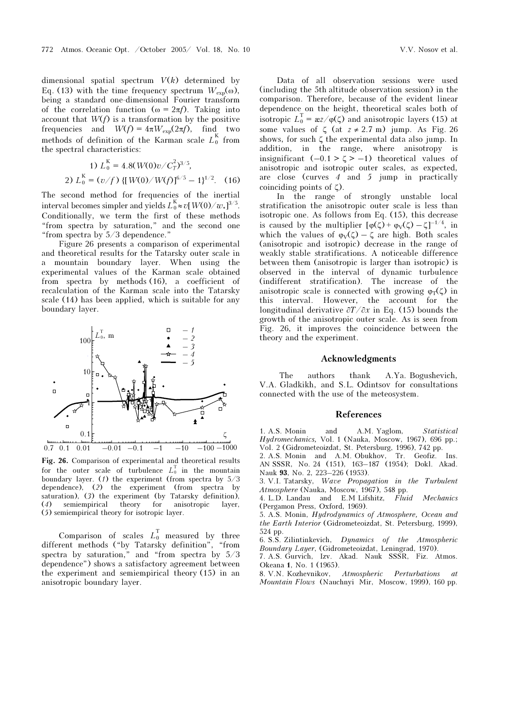dimensional spatial spectrum $V(k)$ determined by Eq. (13) with the time frequency spectrum $W_{\exp}(\omega)$, being a standard one-dimensional Fourier transform of the correlation function ($\omega = 2\pi f$). Taking into account that $W(f)$ is a transformation by the positive frequencies and $W(f) = 4\pi W_{\exp}(2\pi f)$, find two methods of definition of the Karman scale $L_0^{\mathrm{K}}$ from the spectral characteristics:

$$1)\ L_0^{\mathrm{K}} = 4.8(W(0)v/C_T^2)^{3/5},$$

$$2)\ L_0^{\mathrm{K}} = (v/f)\,\{[W(0)/W(f)]^{6/5} - 1\}^{1/2}. \quad (16)$$

The second method for frequencies of the inertial interval becomes simpler and yields $L_0^{\mathrm{K}} \approx v[W(0)/w_*]^{3/5}$. Conditionally, we term the first of these methods "from spectra by saturation," and the second one "from spectra by 5/3 dependence."

Figure 26 presents a comparison of experimental and theoretical results for the Tatarsky outer scale in a mountain boundary layer. When using the experimental values of the Karman scale obtained from spectra by methods (16), a coefficient of recalculation of the Karman scale into the Tatarsky scale (14) has been applied, which is suitable for any boundary layer.

$L_0^{\mathrm{T}}$, m

100

10

1

0.1

0.7 0.1 0.01 −0.01 −0.1 −1 −10 −100 −1000

ζ

– 1
– 2
– 3
– 4
– 5

**Fig. 26.** Comparison of experimental and theoretical results for the outer scale of turbulence $L_0^{\mathrm{T}}$ in the mountain boundary layer. (*1*) the experiment (from spectra by 5/3 dependence), (*2*) the experiment (from spectra by saturation), (*3*) the experiment (by Tatarsky definition), (*4*) semiempirical theory for anisotropic layer, (*5*) semiempirical theory for isotropic layer.

Comparison of scales $L_0^{\mathrm{T}}$ measured by three different methods ("by Tatarsky definition", "from spectra by saturation," and "from spectra by 5/3 dependence") shows a satisfactory agreement between the experiment and semiempirical theory (15) in an anisotropic boundary layer.

Data of all observation sessions were used (including the 5th altitude observation session) in the comparison. Therefore, because of the evident linear dependence on the height, theoretical scales both of isotropic $L_0^{\mathrm{T}} = \text{æ}z/\varphi(\zeta)$ and anisotropic layers (15) at some values of $\zeta$ (at $z \neq 2.7$ m) jump. As Fig. 26 shows, for such $\zeta$ the experimental data also jump. In addition, in the range, where anisotropy is insignificant ($-0.1 > \zeta > -1$) theoretical values of anisotropic and isotropic outer scales, as expected, are close (curves *4* and *5* jump in practically coinciding points of $\zeta$).

In the range of strongly unstable local stratification the anisotropic outer scale is less than isotropic one. As follows from Eq. (15), this decrease is caused by the multiplier $[\varphi(\zeta) + \varphi_{\mathrm{V}}(\zeta) - \zeta]^{-1/4}$, in which the values of $\varphi_{\mathrm{V}}(\zeta) - \zeta$ are high. Both scales (anisotropic and isotropic) decrease in the range of weakly stable stratifications. A noticeable difference between them (anisotropic is larger than isotropic) is observed in the interval of dynamic turbulence (indifferent stratification). The increase of the anisotropic scale is connected with growing $\varphi_{\mathrm{T}}(\zeta)$ in this interval. However, the account for the longitudinal derivative $\partial T/\partial x$ in Eq. (15) bounds the growth of the anisotropic outer scale. As is seen from Fig. 26, it improves the coincidence between the theory and the experiment.

## Acknowledgments

The authors thank A.Ya. Bogushevich, V.A. Gladkikh, and S.L. Odintsov for consultations connected with the use of the meteosystem.

## References

1. A.S. Monin and A.M. Yaglom, *Statistical Hydromechanics,* Vol. 1 (Nauka, Moscow, 1967), 696 pp.; Vol. 2 (Gidrometeoizdat, St. Petersburg, 1996), 742 pp.
2. A.S. Monin and A.M. Obukhov, Tr. Geofiz. Ins. AN SSSR, No. 24 (151), 163–187 (1954); Dokl. Akad. Nauk **93**, No. 2, 223–226 (1953).
3. V.I. Tatarsky, *Wave Propagation in the Turbulent Atmosphere* (Nauka, Moscow, 1967), 548 pp.
4. L.D. Landau and E.M Lifshitz, *Fluid Mechanics* (Pergamon Press, Oxford, 1969).
5. A.S. Monin, *Hydrodynamics of Atmosphere, Ocean and the Earth Interior* (Gidrometeoizdat, St. Petersburg, 1999), 524 pp.
6. S.S. Zilintinkevich, *Dynamics of the Atmospheric Boundary Layer*, (Gidrometeoizdat, Leningrad, 1970).
7. A.S. Gurvich, Izv. Akad. Nauk SSSR, Fiz. Atmos. Okeana **1**, No. 1 (1965).
8. V.N. Kozhevnikov, *Atmospheric Perturbations at Mountain Flows* (Nauchnyi Mir, Moscow, 1999), 160 pp.